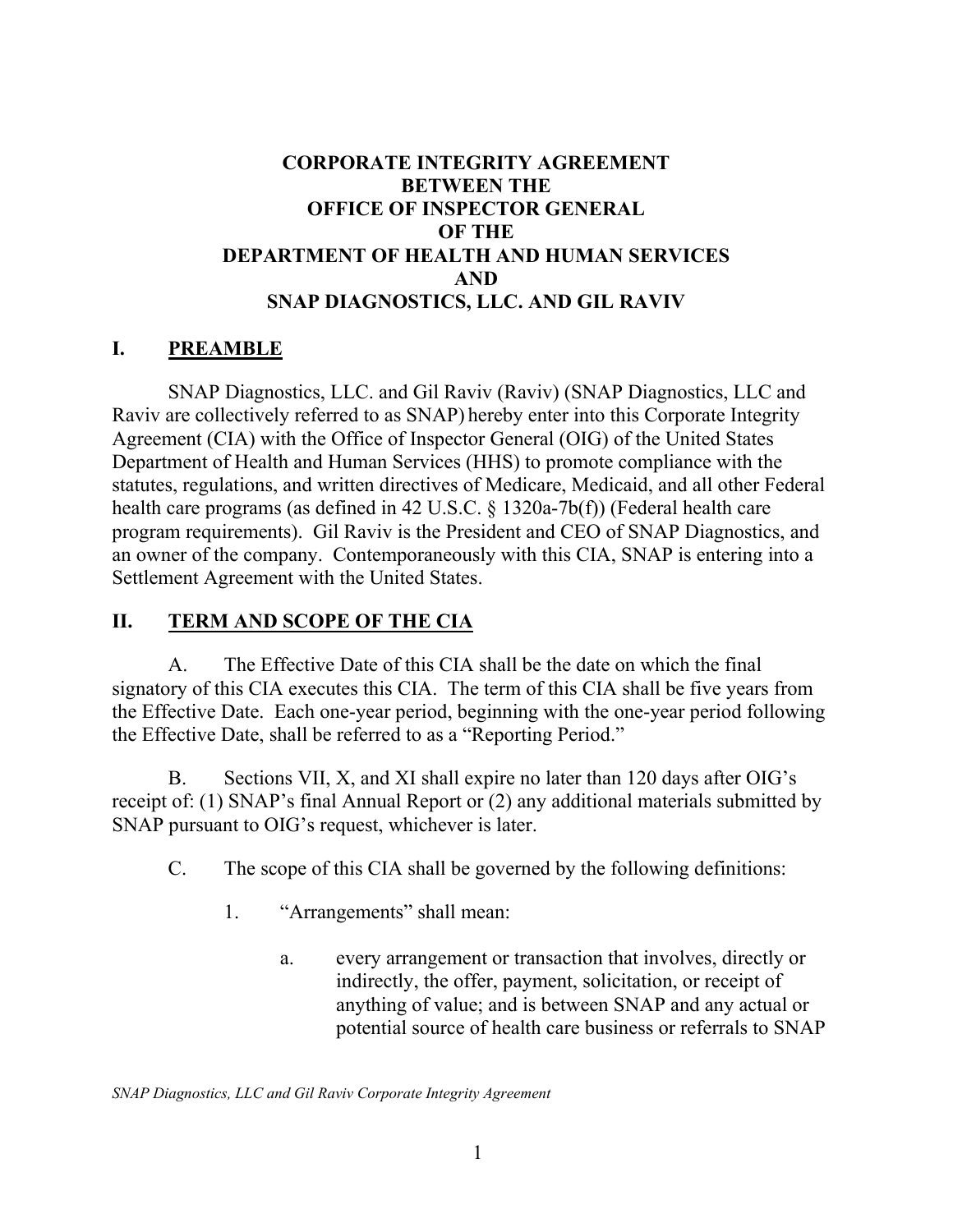# CORPORATE INTEGRITY AGREEMENT BETWEEN THE OFFICE OF INSPECTOR GENERAL OF THE DEPARTMENT OF HEALTH AND HUMAN SERVICES AND SNAP DIAGNOSTICS, LLC. AND GIL RAVIV

## I. PREAMBLE

SNAP Diagnostics, LLC. and Gil Raviv (Raviv) (SNAP Diagnostics, LLC and Raviv are collectively referred to as SNAP) hereby enter into this Corporate Integrity Agreement (CIA) with the Office of Inspector General (OIG) of the United States Department of Health and Human Services (HHS) to promote compliance with the statutes, regulations, and written directives of Medicare, Medicaid, and all other Federal health care programs (as defined in 42 U.S.C. § 1320a-7b(f)) (Federal health care program requirements). Gil Raviv is the President and CEO of SNAP Diagnostics, and an owner of the company. Contemporaneously with this CIA, SNAP is entering into a Settlement Agreement with the United States.

## II. TERM AND SCOPE OF THE CIA

A. The Effective Date of this CIA shall be the date on which the final signatory of this CIA executes this CIA. The term of this CIA shall be five years from the Effective Date. Each one-year period, beginning with the one-year period following the Effective Date, shall be referred to as a "Reporting Period."

B. Sections VII, X, and XI shall expire no later than 120 days after OIG's receipt of: (1) SNAP's final Annual Report or (2) any additional materials submitted by SNAP pursuant to OIG's request, whichever is later.

C. The scope of this CIA shall be governed by the following definitions:

1. "Arrangements" shall mean:

   a. every arrangement or transaction that involves, directly or indirectly, the offer, payment, solicitation, or receipt of anything of value; and is between SNAP and any actual or potential source of health care business or referrals to SNAP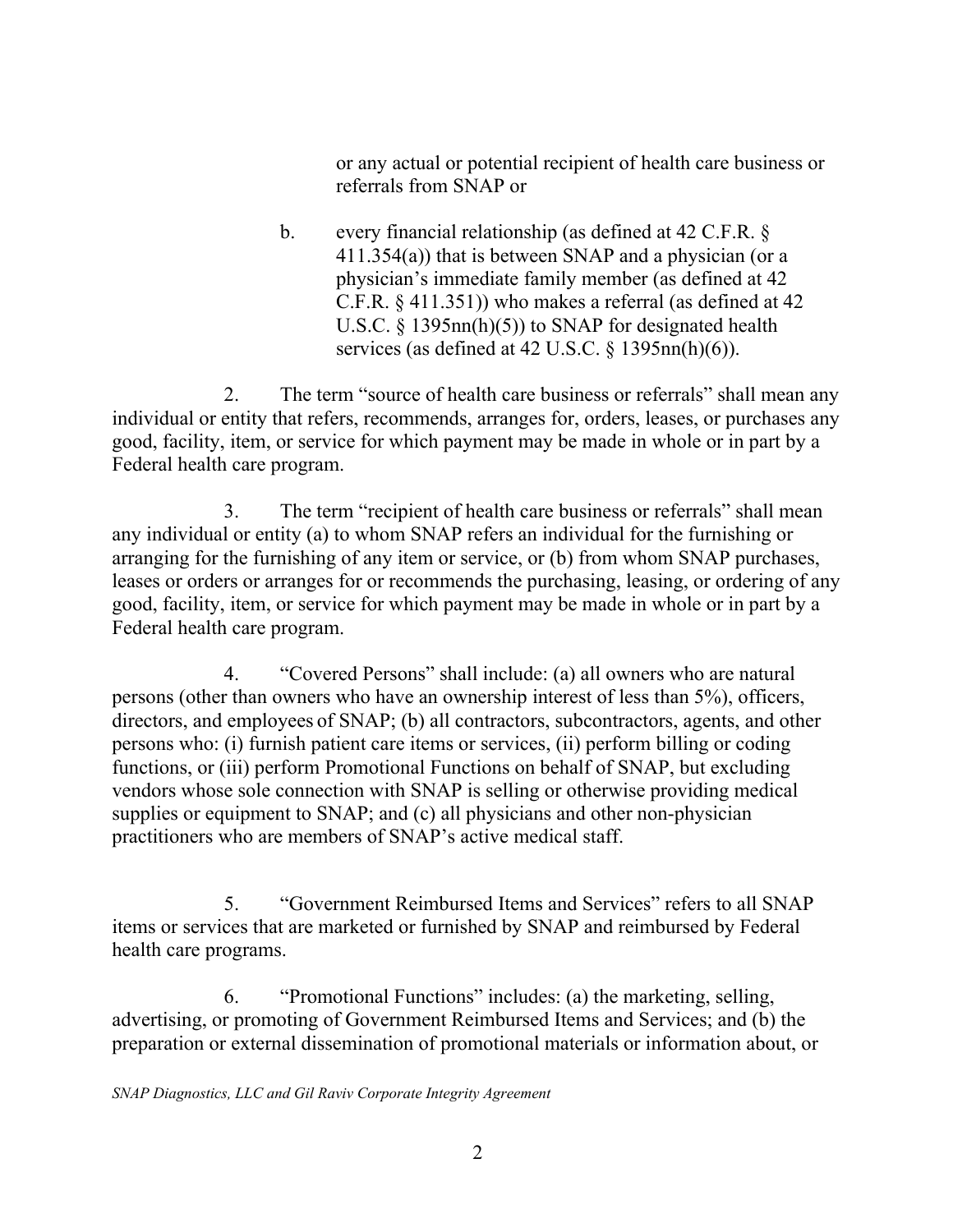or any actual or potential recipient of health care business or referrals from SNAP or

b. every financial relationship (as defined at 42 C.F.R. § 411.354(a)) that is between SNAP and a physician (or a physician's immediate family member (as defined at 42 C.F.R. § 411.351)) who makes a referral (as defined at 42 U.S.C. § 1395nn(h)(5)) to SNAP for designated health services (as defined at 42 U.S.C. § 1395nn(h)(6)).

2. The term "source of health care business or referrals" shall mean any individual or entity that refers, recommends, arranges for, orders, leases, or purchases any good, facility, item, or service for which payment may be made in whole or in part by a Federal health care program.

3. The term "recipient of health care business or referrals" shall mean any individual or entity (a) to whom SNAP refers an individual for the furnishing or arranging for the furnishing of any item or service, or (b) from whom SNAP purchases, leases or orders or arranges for or recommends the purchasing, leasing, or ordering of any good, facility, item, or service for which payment may be made in whole or in part by a Federal health care program.

4. "Covered Persons" shall include: (a) all owners who are natural persons (other than owners who have an ownership interest of less than 5%), officers, directors, and employees of SNAP; (b) all contractors, subcontractors, agents, and other persons who: (i) furnish patient care items or services, (ii) perform billing or coding functions, or (iii) perform Promotional Functions on behalf of SNAP, but excluding vendors whose sole connection with SNAP is selling or otherwise providing medical supplies or equipment to SNAP; and (c) all physicians and other non-physician practitioners who are members of SNAP's active medical staff.

5. "Government Reimbursed Items and Services" refers to all SNAP items or services that are marketed or furnished by SNAP and reimbursed by Federal health care programs.

6. "Promotional Functions" includes: (a) the marketing, selling, advertising, or promoting of Government Reimbursed Items and Services; and (b) the preparation or external dissemination of promotional materials or information about, or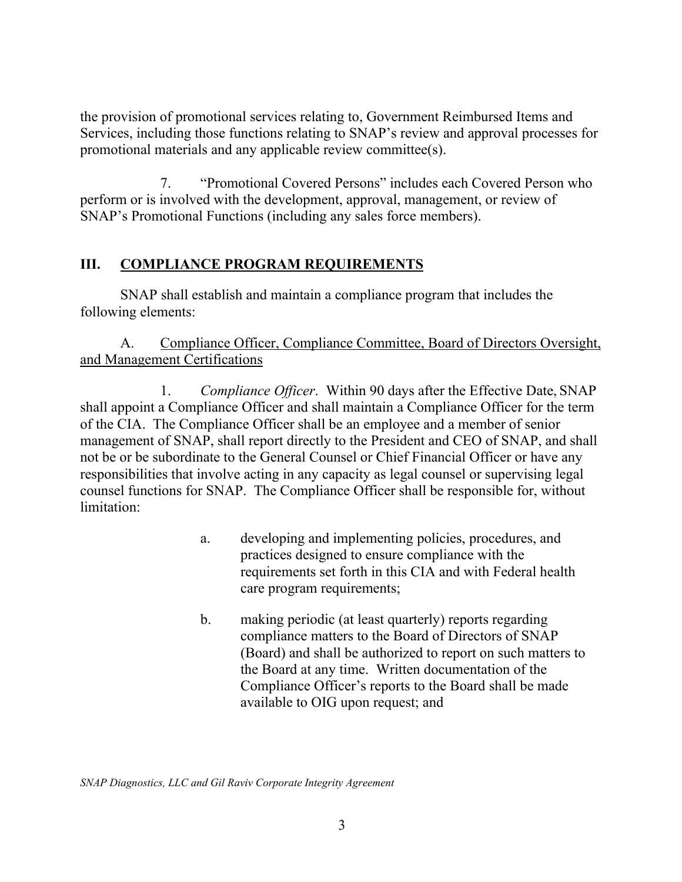the provision of promotional services relating to, Government Reimbursed Items and Services, including those functions relating to SNAP's review and approval processes for promotional materials and any applicable review committee(s).

7. "Promotional Covered Persons" includes each Covered Person who perform or is involved with the development, approval, management, or review of SNAP's Promotional Functions (including any sales force members).

## III. <u>COMPLIANCE PROGRAM REQUIREMENTS</u>

SNAP shall establish and maintain a compliance program that includes the following elements:

A. <u>Compliance Officer, Compliance Committee, Board of Directors Oversight, and Management Certifications</u>

1. *Compliance Officer*. Within 90 days after the Effective Date, SNAP shall appoint a Compliance Officer and shall maintain a Compliance Officer for the term of the CIA. The Compliance Officer shall be an employee and a member of senior management of SNAP, shall report directly to the President and CEO of SNAP, and shall not be or be subordinate to the General Counsel or Chief Financial Officer or have any responsibilities that involve acting in any capacity as legal counsel or supervising legal counsel functions for SNAP. The Compliance Officer shall be responsible for, without limitation:

a. developing and implementing policies, procedures, and practices designed to ensure compliance with the requirements set forth in this CIA and with Federal health care program requirements;

b. making periodic (at least quarterly) reports regarding compliance matters to the Board of Directors of SNAP (Board) and shall be authorized to report on such matters to the Board at any time. Written documentation of the Compliance Officer's reports to the Board shall be made available to OIG upon request; and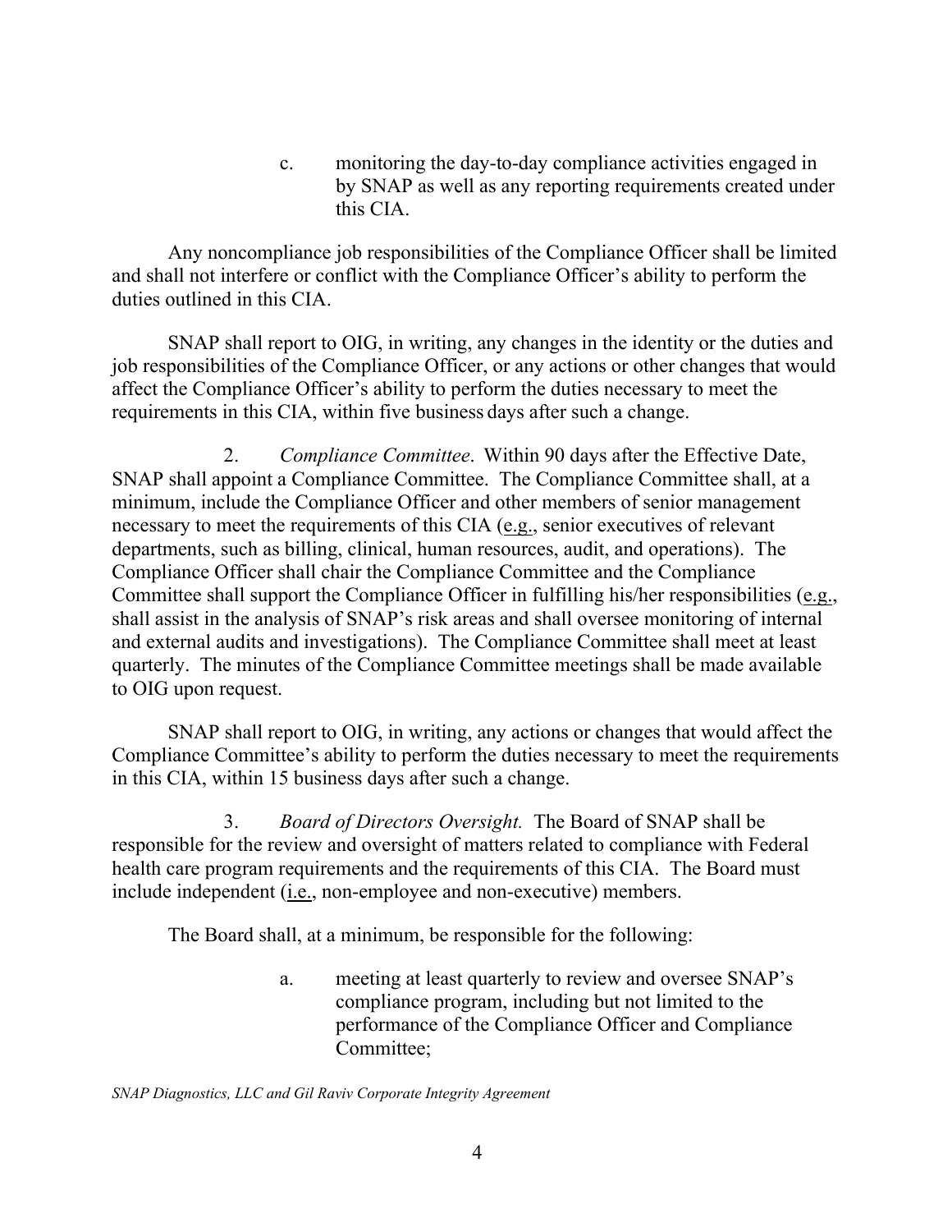c. monitoring the day-to-day compliance activities engaged in by SNAP as well as any reporting requirements created under this CIA.

Any noncompliance job responsibilities of the Compliance Officer shall be limited and shall not interfere or conflict with the Compliance Officer's ability to perform the duties outlined in this CIA.

SNAP shall report to OIG, in writing, any changes in the identity or the duties and job responsibilities of the Compliance Officer, or any actions or other changes that would affect the Compliance Officer's ability to perform the duties necessary to meet the requirements in this CIA, within five business days after such a change.

2. *Compliance Committee*. Within 90 days after the Effective Date, SNAP shall appoint a Compliance Committee. The Compliance Committee shall, at a minimum, include the Compliance Officer and other members of senior management necessary to meet the requirements of this CIA (e.g., senior executives of relevant departments, such as billing, clinical, human resources, audit, and operations). The Compliance Officer shall chair the Compliance Committee and the Compliance Committee shall support the Compliance Officer in fulfilling his/her responsibilities (e.g., shall assist in the analysis of SNAP's risk areas and shall oversee monitoring of internal and external audits and investigations). The Compliance Committee shall meet at least quarterly. The minutes of the Compliance Committee meetings shall be made available to OIG upon request.

SNAP shall report to OIG, in writing, any actions or changes that would affect the Compliance Committee's ability to perform the duties necessary to meet the requirements in this CIA, within 15 business days after such a change.

3. *Board of Directors Oversight.* The Board of SNAP shall be responsible for the review and oversight of matters related to compliance with Federal health care program requirements and the requirements of this CIA. The Board must include independent (i.e., non-employee and non-executive) members.

The Board shall, at a minimum, be responsible for the following:

a. meeting at least quarterly to review and oversee SNAP's compliance program, including but not limited to the performance of the Compliance Officer and Compliance Committee;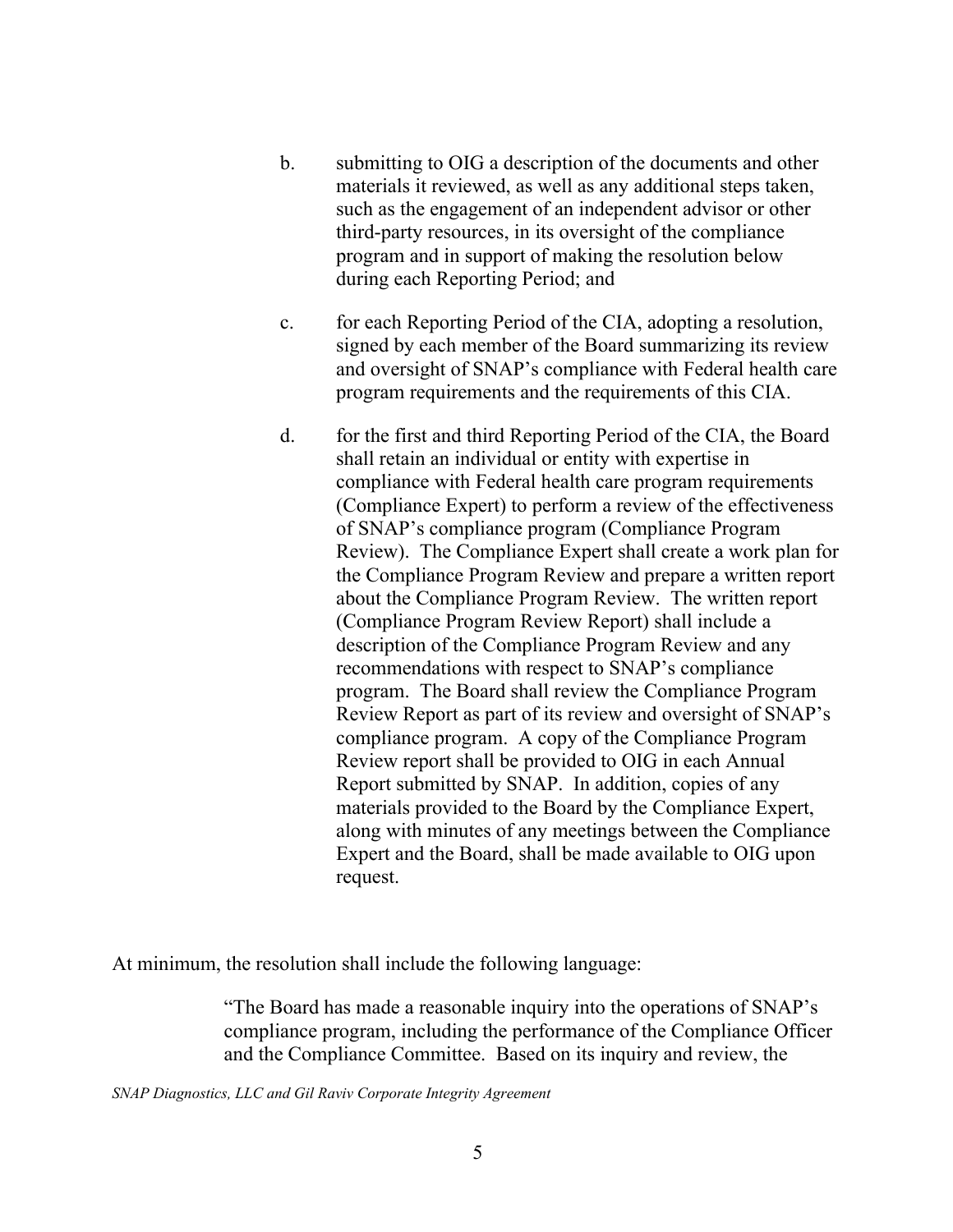b. submitting to OIG a description of the documents and other materials it reviewed, as well as any additional steps taken, such as the engagement of an independent advisor or other third-party resources, in its oversight of the compliance program and in support of making the resolution below during each Reporting Period; and

c. for each Reporting Period of the CIA, adopting a resolution, signed by each member of the Board summarizing its review and oversight of SNAP's compliance with Federal health care program requirements and the requirements of this CIA.

d. for the first and third Reporting Period of the CIA, the Board shall retain an individual or entity with expertise in compliance with Federal health care program requirements (Compliance Expert) to perform a review of the effectiveness of SNAP's compliance program (Compliance Program Review). The Compliance Expert shall create a work plan for the Compliance Program Review and prepare a written report about the Compliance Program Review. The written report (Compliance Program Review Report) shall include a description of the Compliance Program Review and any recommendations with respect to SNAP's compliance program. The Board shall review the Compliance Program Review Report as part of its review and oversight of SNAP's compliance program. A copy of the Compliance Program Review report shall be provided to OIG in each Annual Report submitted by SNAP. In addition, copies of any materials provided to the Board by the Compliance Expert, along with minutes of any meetings between the Compliance Expert and the Board, shall be made available to OIG upon request.

At minimum, the resolution shall include the following language:

> "The Board has made a reasonable inquiry into the operations of SNAP's compliance program, including the performance of the Compliance Officer and the Compliance Committee. Based on its inquiry and review, the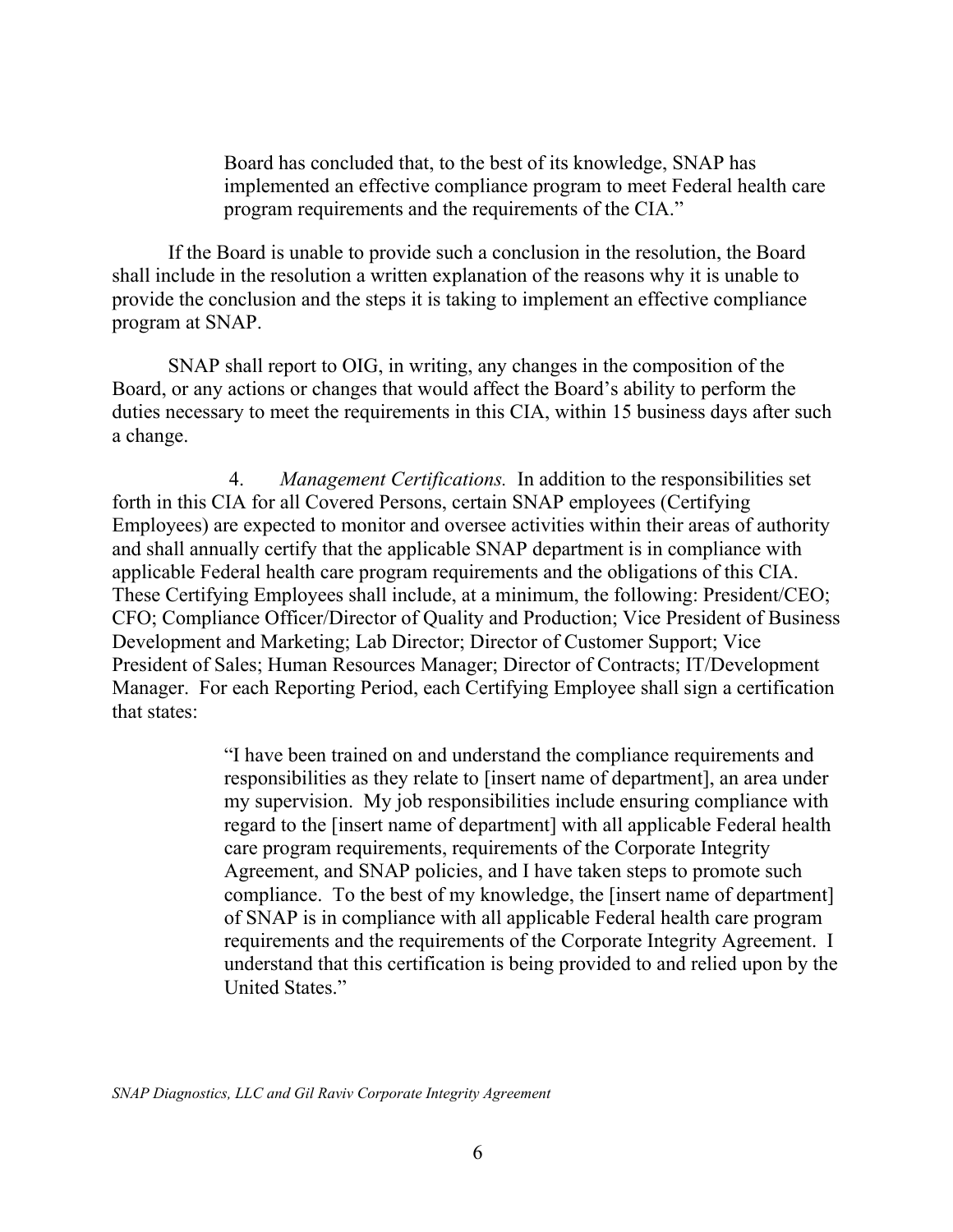> Board has concluded that, to the best of its knowledge, SNAP has implemented an effective compliance program to meet Federal health care program requirements and the requirements of the CIA."

If the Board is unable to provide such a conclusion in the resolution, the Board shall include in the resolution a written explanation of the reasons why it is unable to provide the conclusion and the steps it is taking to implement an effective compliance program at SNAP.

SNAP shall report to OIG, in writing, any changes in the composition of the Board, or any actions or changes that would affect the Board's ability to perform the duties necessary to meet the requirements in this CIA, within 15 business days after such a change.

4. *Management Certifications.* In addition to the responsibilities set forth in this CIA for all Covered Persons, certain SNAP employees (Certifying Employees) are expected to monitor and oversee activities within their areas of authority and shall annually certify that the applicable SNAP department is in compliance with applicable Federal health care program requirements and the obligations of this CIA. These Certifying Employees shall include, at a minimum, the following: President/CEO; CFO; Compliance Officer/Director of Quality and Production; Vice President of Business Development and Marketing; Lab Director; Director of Customer Support; Vice President of Sales; Human Resources Manager; Director of Contracts; IT/Development Manager. For each Reporting Period, each Certifying Employee shall sign a certification that states:

> "I have been trained on and understand the compliance requirements and responsibilities as they relate to [insert name of department], an area under my supervision. My job responsibilities include ensuring compliance with regard to the [insert name of department] with all applicable Federal health care program requirements, requirements of the Corporate Integrity Agreement, and SNAP policies, and I have taken steps to promote such compliance. To the best of my knowledge, the [insert name of department] of SNAP is in compliance with all applicable Federal health care program requirements and the requirements of the Corporate Integrity Agreement. I understand that this certification is being provided to and relied upon by the United States."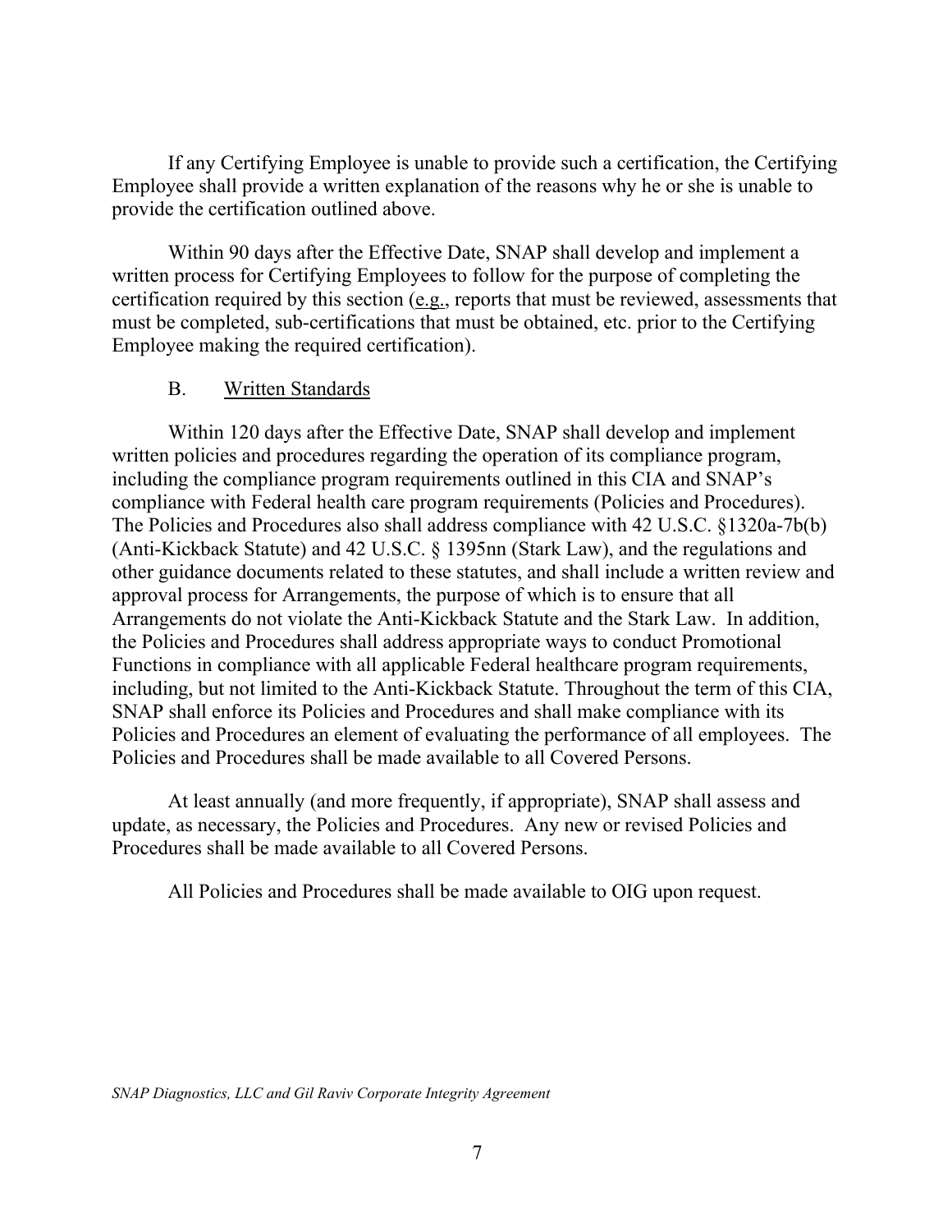If any Certifying Employee is unable to provide such a certification, the Certifying Employee shall provide a written explanation of the reasons why he or she is unable to provide the certification outlined above.

Within 90 days after the Effective Date, SNAP shall develop and implement a written process for Certifying Employees to follow for the purpose of completing the certification required by this section (e.g., reports that must be reviewed, assessments that must be completed, sub-certifications that must be obtained, etc. prior to the Certifying Employee making the required certification).

### B. Written Standards

Within 120 days after the Effective Date, SNAP shall develop and implement written policies and procedures regarding the operation of its compliance program, including the compliance program requirements outlined in this CIA and SNAP's compliance with Federal health care program requirements (Policies and Procedures). The Policies and Procedures also shall address compliance with 42 U.S.C. §1320a-7b(b) (Anti-Kickback Statute) and 42 U.S.C. § 1395nn (Stark Law), and the regulations and other guidance documents related to these statutes, and shall include a written review and approval process for Arrangements, the purpose of which is to ensure that all Arrangements do not violate the Anti-Kickback Statute and the Stark Law. In addition, the Policies and Procedures shall address appropriate ways to conduct Promotional Functions in compliance with all applicable Federal healthcare program requirements, including, but not limited to the Anti-Kickback Statute. Throughout the term of this CIA, SNAP shall enforce its Policies and Procedures and shall make compliance with its Policies and Procedures an element of evaluating the performance of all employees. The Policies and Procedures shall be made available to all Covered Persons.

At least annually (and more frequently, if appropriate), SNAP shall assess and update, as necessary, the Policies and Procedures. Any new or revised Policies and Procedures shall be made available to all Covered Persons.

All Policies and Procedures shall be made available to OIG upon request.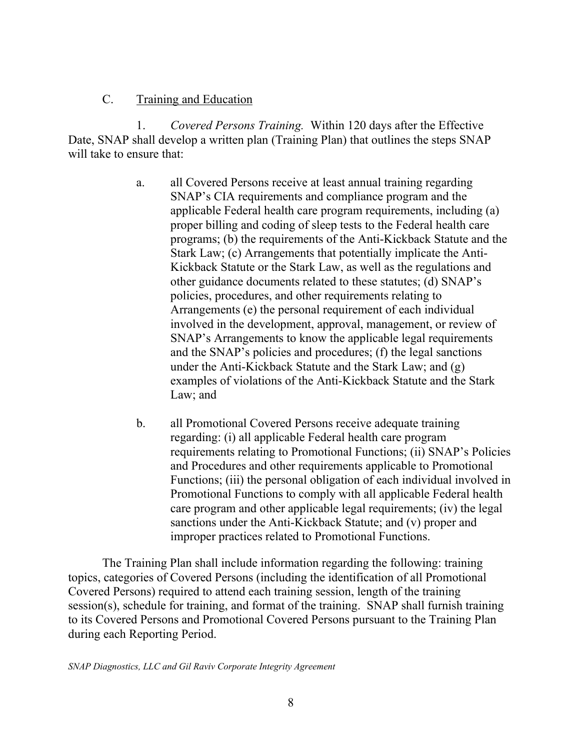C. Training and Education

1. *Covered Persons Training.* Within 120 days after the Effective Date, SNAP shall develop a written plan (Training Plan) that outlines the steps SNAP will take to ensure that:

a. all Covered Persons receive at least annual training regarding SNAP's CIA requirements and compliance program and the applicable Federal health care program requirements, including (a) proper billing and coding of sleep tests to the Federal health care programs; (b) the requirements of the Anti-Kickback Statute and the Stark Law; (c) Arrangements that potentially implicate the Anti-Kickback Statute or the Stark Law, as well as the regulations and other guidance documents related to these statutes; (d) SNAP's policies, procedures, and other requirements relating to Arrangements (e) the personal requirement of each individual involved in the development, approval, management, or review of SNAP's Arrangements to know the applicable legal requirements and the SNAP's policies and procedures; (f) the legal sanctions under the Anti-Kickback Statute and the Stark Law; and (g) examples of violations of the Anti-Kickback Statute and the Stark Law; and

b. all Promotional Covered Persons receive adequate training regarding: (i) all applicable Federal health care program requirements relating to Promotional Functions; (ii) SNAP's Policies and Procedures and other requirements applicable to Promotional Functions; (iii) the personal obligation of each individual involved in Promotional Functions to comply with all applicable Federal health care program and other applicable legal requirements; (iv) the legal sanctions under the Anti-Kickback Statute; and (v) proper and improper practices related to Promotional Functions.

The Training Plan shall include information regarding the following: training topics, categories of Covered Persons (including the identification of all Promotional Covered Persons) required to attend each training session, length of the training session(s), schedule for training, and format of the training. SNAP shall furnish training to its Covered Persons and Promotional Covered Persons pursuant to the Training Plan during each Reporting Period.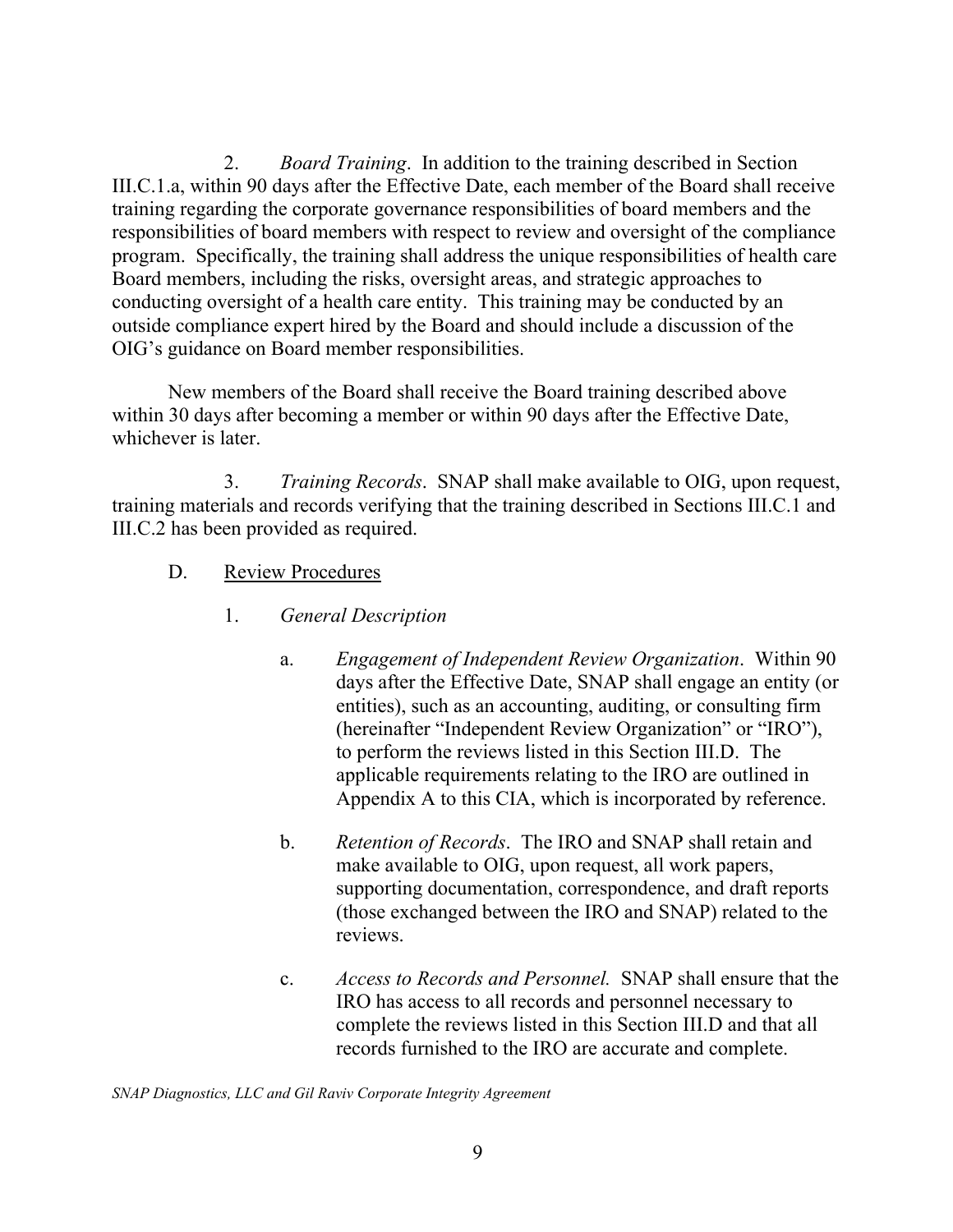2. *Board Training*. In addition to the training described in Section III.C.1.a, within 90 days after the Effective Date, each member of the Board shall receive training regarding the corporate governance responsibilities of board members and the responsibilities of board members with respect to review and oversight of the compliance program. Specifically, the training shall address the unique responsibilities of health care Board members, including the risks, oversight areas, and strategic approaches to conducting oversight of a health care entity. This training may be conducted by an outside compliance expert hired by the Board and should include a discussion of the OIG's guidance on Board member responsibilities.

New members of the Board shall receive the Board training described above within 30 days after becoming a member or within 90 days after the Effective Date, whichever is later.

3. *Training Records*. SNAP shall make available to OIG, upon request, training materials and records verifying that the training described in Sections III.C.1 and III.C.2 has been provided as required.

D. Review Procedures

1. *General Description*

a. *Engagement of Independent Review Organization*. Within 90 days after the Effective Date, SNAP shall engage an entity (or entities), such as an accounting, auditing, or consulting firm (hereinafter "Independent Review Organization" or "IRO"), to perform the reviews listed in this Section III.D. The applicable requirements relating to the IRO are outlined in Appendix A to this CIA, which is incorporated by reference.

b. *Retention of Records*. The IRO and SNAP shall retain and make available to OIG, upon request, all work papers, supporting documentation, correspondence, and draft reports (those exchanged between the IRO and SNAP) related to the reviews.

c. *Access to Records and Personnel.* SNAP shall ensure that the IRO has access to all records and personnel necessary to complete the reviews listed in this Section III.D and that all records furnished to the IRO are accurate and complete.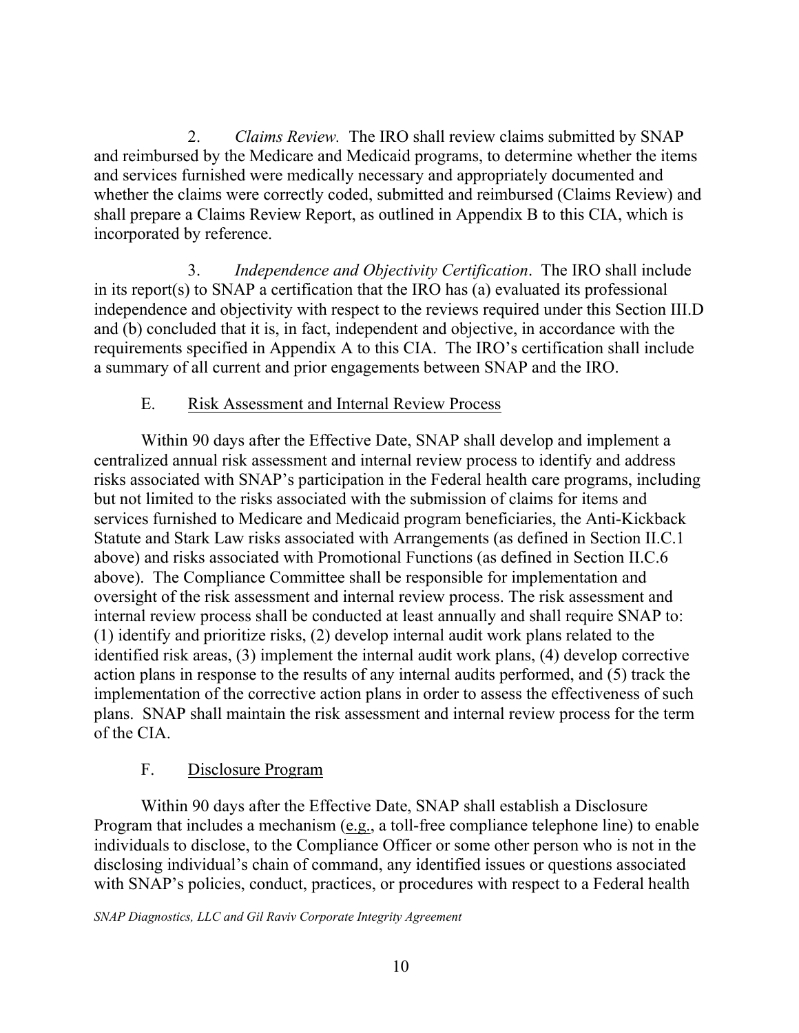2. *Claims Review.* The IRO shall review claims submitted by SNAP and reimbursed by the Medicare and Medicaid programs, to determine whether the items and services furnished were medically necessary and appropriately documented and whether the claims were correctly coded, submitted and reimbursed (Claims Review) and shall prepare a Claims Review Report, as outlined in Appendix B to this CIA, which is incorporated by reference.

3. *Independence and Objectivity Certification*. The IRO shall include in its report(s) to SNAP a certification that the IRO has (a) evaluated its professional independence and objectivity with respect to the reviews required under this Section III.D and (b) concluded that it is, in fact, independent and objective, in accordance with the requirements specified in Appendix A to this CIA. The IRO's certification shall include a summary of all current and prior engagements between SNAP and the IRO.

### E. Risk Assessment and Internal Review Process

Within 90 days after the Effective Date, SNAP shall develop and implement a centralized annual risk assessment and internal review process to identify and address risks associated with SNAP's participation in the Federal health care programs, including but not limited to the risks associated with the submission of claims for items and services furnished to Medicare and Medicaid program beneficiaries, the Anti-Kickback Statute and Stark Law risks associated with Arrangements (as defined in Section II.C.1 above) and risks associated with Promotional Functions (as defined in Section II.C.6 above). The Compliance Committee shall be responsible for implementation and oversight of the risk assessment and internal review process. The risk assessment and internal review process shall be conducted at least annually and shall require SNAP to: (1) identify and prioritize risks, (2) develop internal audit work plans related to the identified risk areas, (3) implement the internal audit work plans, (4) develop corrective action plans in response to the results of any internal audits performed, and (5) track the implementation of the corrective action plans in order to assess the effectiveness of such plans. SNAP shall maintain the risk assessment and internal review process for the term of the CIA.

### F. Disclosure Program

Within 90 days after the Effective Date, SNAP shall establish a Disclosure Program that includes a mechanism (e.g., a toll-free compliance telephone line) to enable individuals to disclose, to the Compliance Officer or some other person who is not in the disclosing individual's chain of command, any identified issues or questions associated with SNAP's policies, conduct, practices, or procedures with respect to a Federal health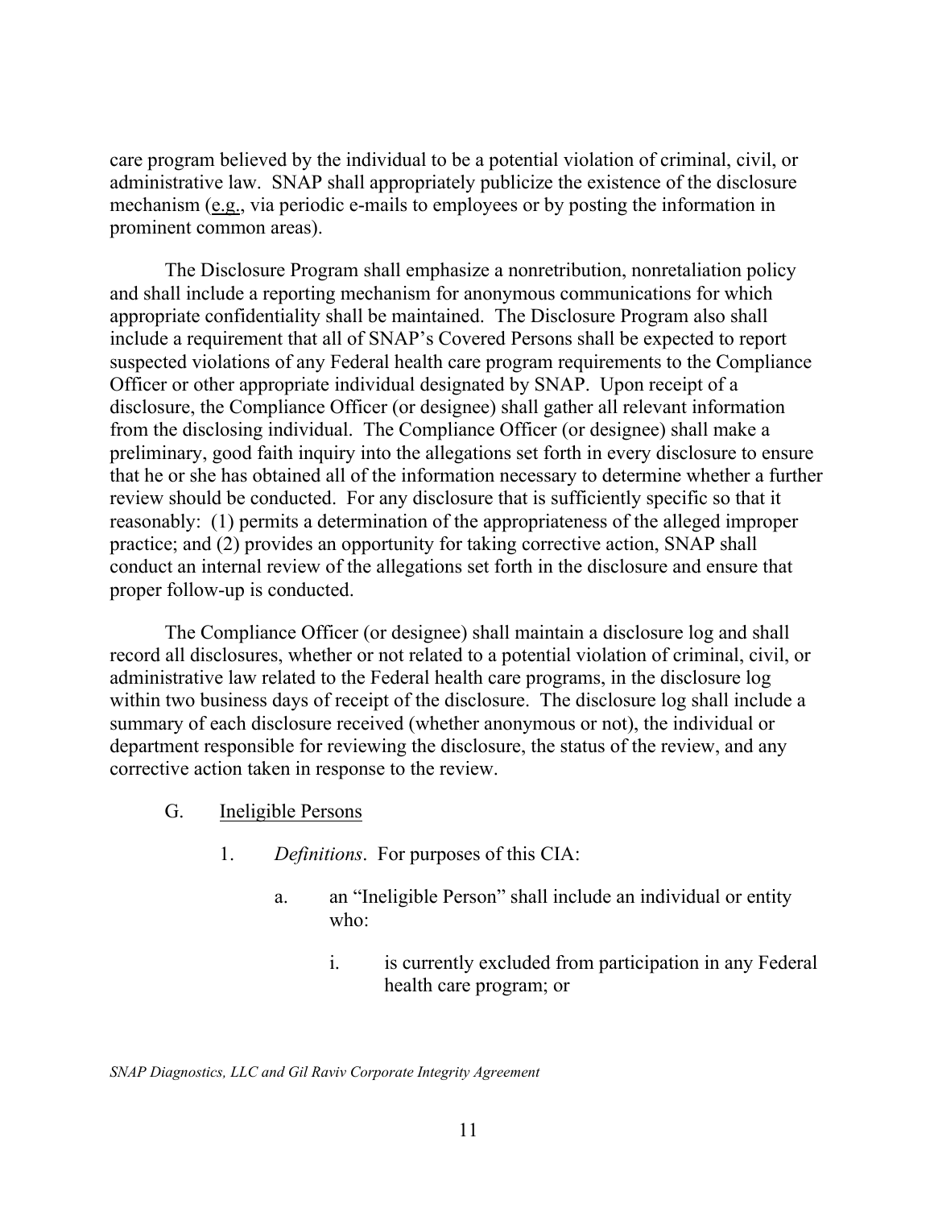care program believed by the individual to be a potential violation of criminal, civil, or administrative law. SNAP shall appropriately publicize the existence of the disclosure mechanism (e.g., via periodic e-mails to employees or by posting the information in prominent common areas).

The Disclosure Program shall emphasize a nonretribution, nonretaliation policy and shall include a reporting mechanism for anonymous communications for which appropriate confidentiality shall be maintained. The Disclosure Program also shall include a requirement that all of SNAP's Covered Persons shall be expected to report suspected violations of any Federal health care program requirements to the Compliance Officer or other appropriate individual designated by SNAP. Upon receipt of a disclosure, the Compliance Officer (or designee) shall gather all relevant information from the disclosing individual. The Compliance Officer (or designee) shall make a preliminary, good faith inquiry into the allegations set forth in every disclosure to ensure that he or she has obtained all of the information necessary to determine whether a further review should be conducted. For any disclosure that is sufficiently specific so that it reasonably: (1) permits a determination of the appropriateness of the alleged improper practice; and (2) provides an opportunity for taking corrective action, SNAP shall conduct an internal review of the allegations set forth in the disclosure and ensure that proper follow-up is conducted.

The Compliance Officer (or designee) shall maintain a disclosure log and shall record all disclosures, whether or not related to a potential violation of criminal, civil, or administrative law related to the Federal health care programs, in the disclosure log within two business days of receipt of the disclosure. The disclosure log shall include a summary of each disclosure received (whether anonymous or not), the individual or department responsible for reviewing the disclosure, the status of the review, and any corrective action taken in response to the review.

G. Ineligible Persons

1. *Definitions*. For purposes of this CIA:

a. an "Ineligible Person" shall include an individual or entity who:

i. is currently excluded from participation in any Federal health care program; or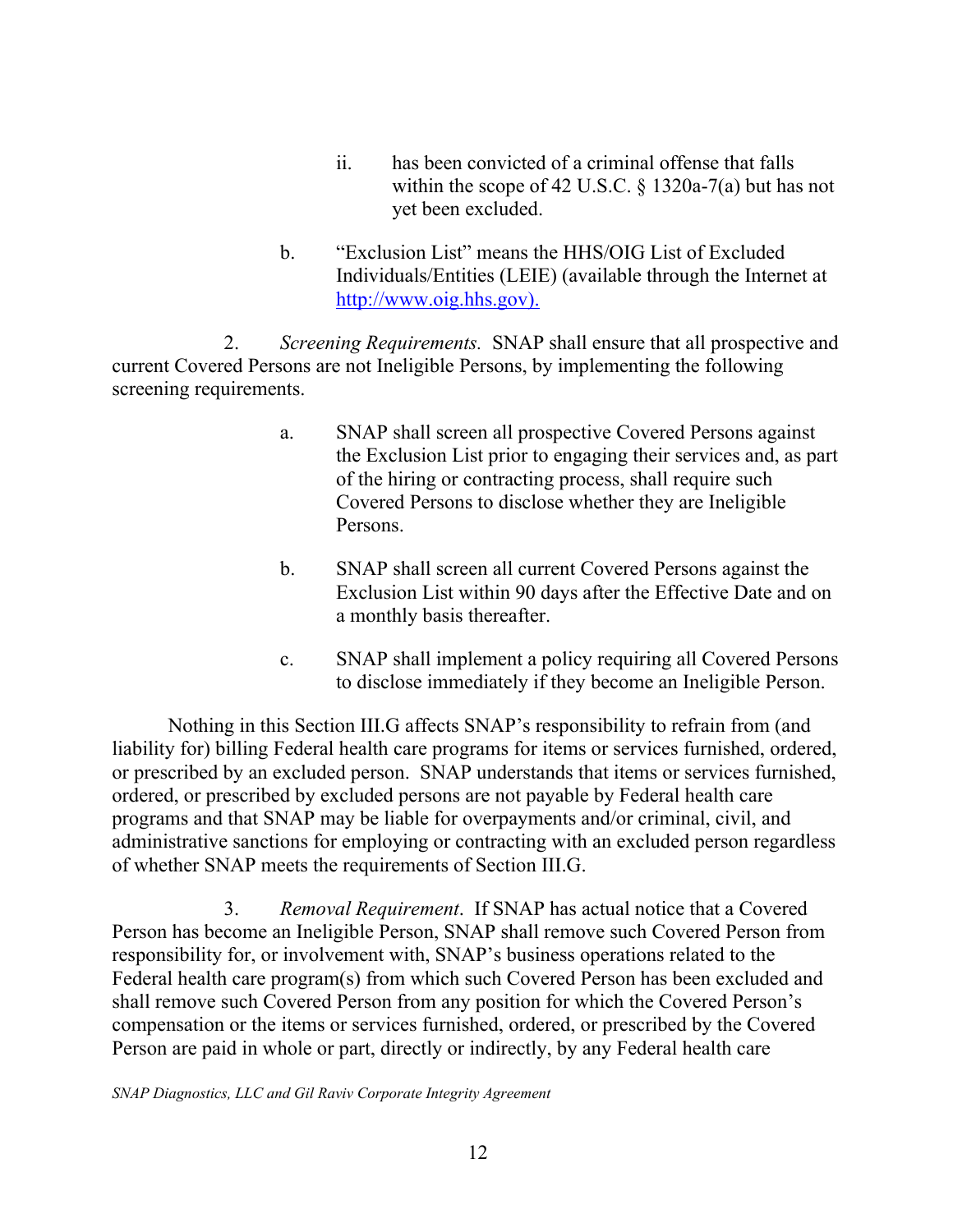ii. has been convicted of a criminal offense that falls within the scope of 42 U.S.C. § 1320a-7(a) but has not yet been excluded.

b. "Exclusion List" means the HHS/OIG List of Excluded Individuals/Entities (LEIE) (available through the Internet at http://www.oig.hhs.gov).

2. *Screening Requirements.* SNAP shall ensure that all prospective and current Covered Persons are not Ineligible Persons, by implementing the following screening requirements.

a. SNAP shall screen all prospective Covered Persons against the Exclusion List prior to engaging their services and, as part of the hiring or contracting process, shall require such Covered Persons to disclose whether they are Ineligible Persons.

b. SNAP shall screen all current Covered Persons against the Exclusion List within 90 days after the Effective Date and on a monthly basis thereafter.

c. SNAP shall implement a policy requiring all Covered Persons to disclose immediately if they become an Ineligible Person.

Nothing in this Section III.G affects SNAP's responsibility to refrain from (and liability for) billing Federal health care programs for items or services furnished, ordered, or prescribed by an excluded person. SNAP understands that items or services furnished, ordered, or prescribed by excluded persons are not payable by Federal health care programs and that SNAP may be liable for overpayments and/or criminal, civil, and administrative sanctions for employing or contracting with an excluded person regardless of whether SNAP meets the requirements of Section III.G.

3. *Removal Requirement*. If SNAP has actual notice that a Covered Person has become an Ineligible Person, SNAP shall remove such Covered Person from responsibility for, or involvement with, SNAP's business operations related to the Federal health care program(s) from which such Covered Person has been excluded and shall remove such Covered Person from any position for which the Covered Person's compensation or the items or services furnished, ordered, or prescribed by the Covered Person are paid in whole or part, directly or indirectly, by any Federal health care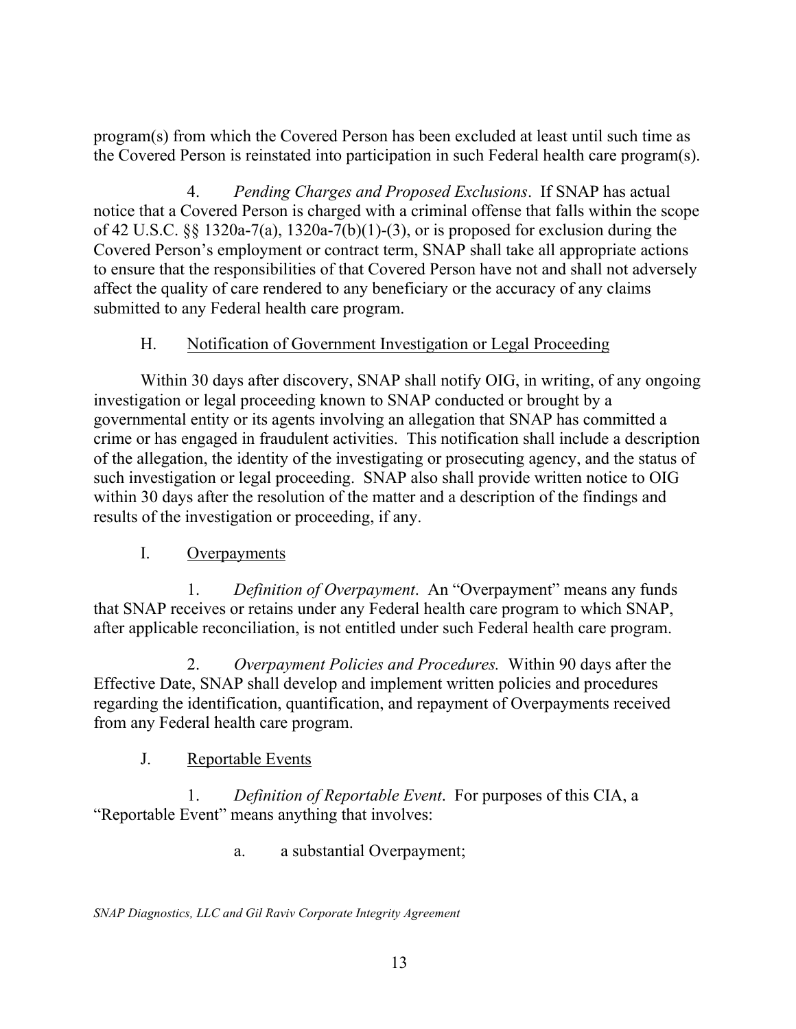program(s) from which the Covered Person has been excluded at least until such time as the Covered Person is reinstated into participation in such Federal health care program(s).

4. *Pending Charges and Proposed Exclusions*. If SNAP has actual notice that a Covered Person is charged with a criminal offense that falls within the scope of 42 U.S.C. §§ 1320a-7(a), 1320a-7(b)(1)-(3), or is proposed for exclusion during the Covered Person's employment or contract term, SNAP shall take all appropriate actions to ensure that the responsibilities of that Covered Person have not and shall not adversely affect the quality of care rendered to any beneficiary or the accuracy of any claims submitted to any Federal health care program.

H. Notification of Government Investigation or Legal Proceeding

Within 30 days after discovery, SNAP shall notify OIG, in writing, of any ongoing investigation or legal proceeding known to SNAP conducted or brought by a governmental entity or its agents involving an allegation that SNAP has committed a crime or has engaged in fraudulent activities. This notification shall include a description of the allegation, the identity of the investigating or prosecuting agency, and the status of such investigation or legal proceeding. SNAP also shall provide written notice to OIG within 30 days after the resolution of the matter and a description of the findings and results of the investigation or proceeding, if any.

I. Overpayments

1. *Definition of Overpayment*. An "Overpayment" means any funds that SNAP receives or retains under any Federal health care program to which SNAP, after applicable reconciliation, is not entitled under such Federal health care program.

2. *Overpayment Policies and Procedures.* Within 90 days after the Effective Date, SNAP shall develop and implement written policies and procedures regarding the identification, quantification, and repayment of Overpayments received from any Federal health care program.

J. Reportable Events

1. *Definition of Reportable Event*. For purposes of this CIA, a "Reportable Event" means anything that involves:

a. a substantial Overpayment;

*SNAP Diagnostics, LLC and Gil Raviv Corporate Integrity Agreement*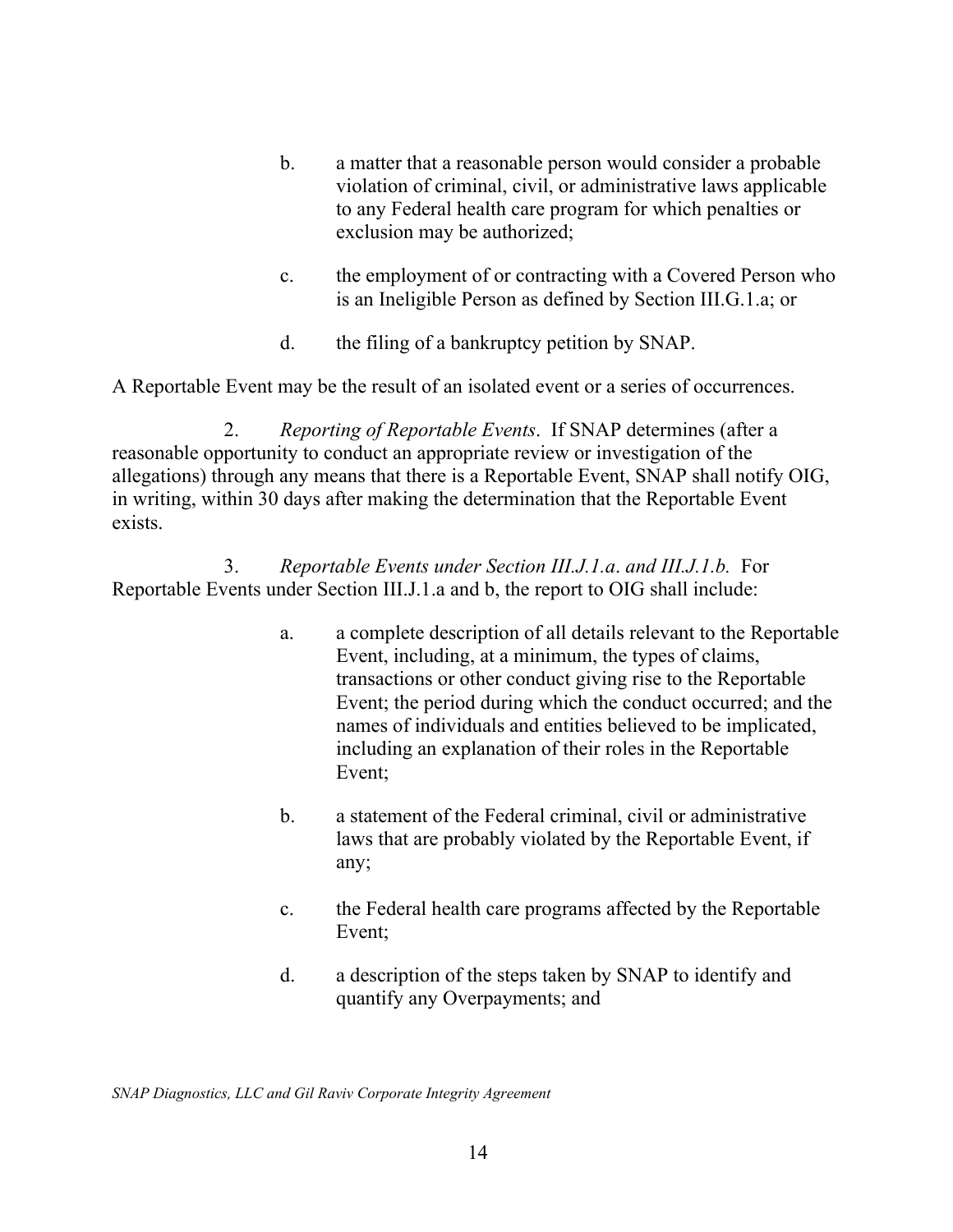b. a matter that a reasonable person would consider a probable violation of criminal, civil, or administrative laws applicable to any Federal health care program for which penalties or exclusion may be authorized;

c. the employment of or contracting with a Covered Person who is an Ineligible Person as defined by Section III.G.1.a; or

d. the filing of a bankruptcy petition by SNAP.

A Reportable Event may be the result of an isolated event or a series of occurrences.

2. *Reporting of Reportable Events*. If SNAP determines (after a reasonable opportunity to conduct an appropriate review or investigation of the allegations) through any means that there is a Reportable Event, SNAP shall notify OIG, in writing, within 30 days after making the determination that the Reportable Event exists.

3. *Reportable Events under Section III.J.1.a. and III.J.1.b.* For Reportable Events under Section III.J.1.a and b, the report to OIG shall include:

a. a complete description of all details relevant to the Reportable Event, including, at a minimum, the types of claims, transactions or other conduct giving rise to the Reportable Event; the period during which the conduct occurred; and the names of individuals and entities believed to be implicated, including an explanation of their roles in the Reportable Event;

b. a statement of the Federal criminal, civil or administrative laws that are probably violated by the Reportable Event, if any;

c. the Federal health care programs affected by the Reportable Event;

d. a description of the steps taken by SNAP to identify and quantify any Overpayments; and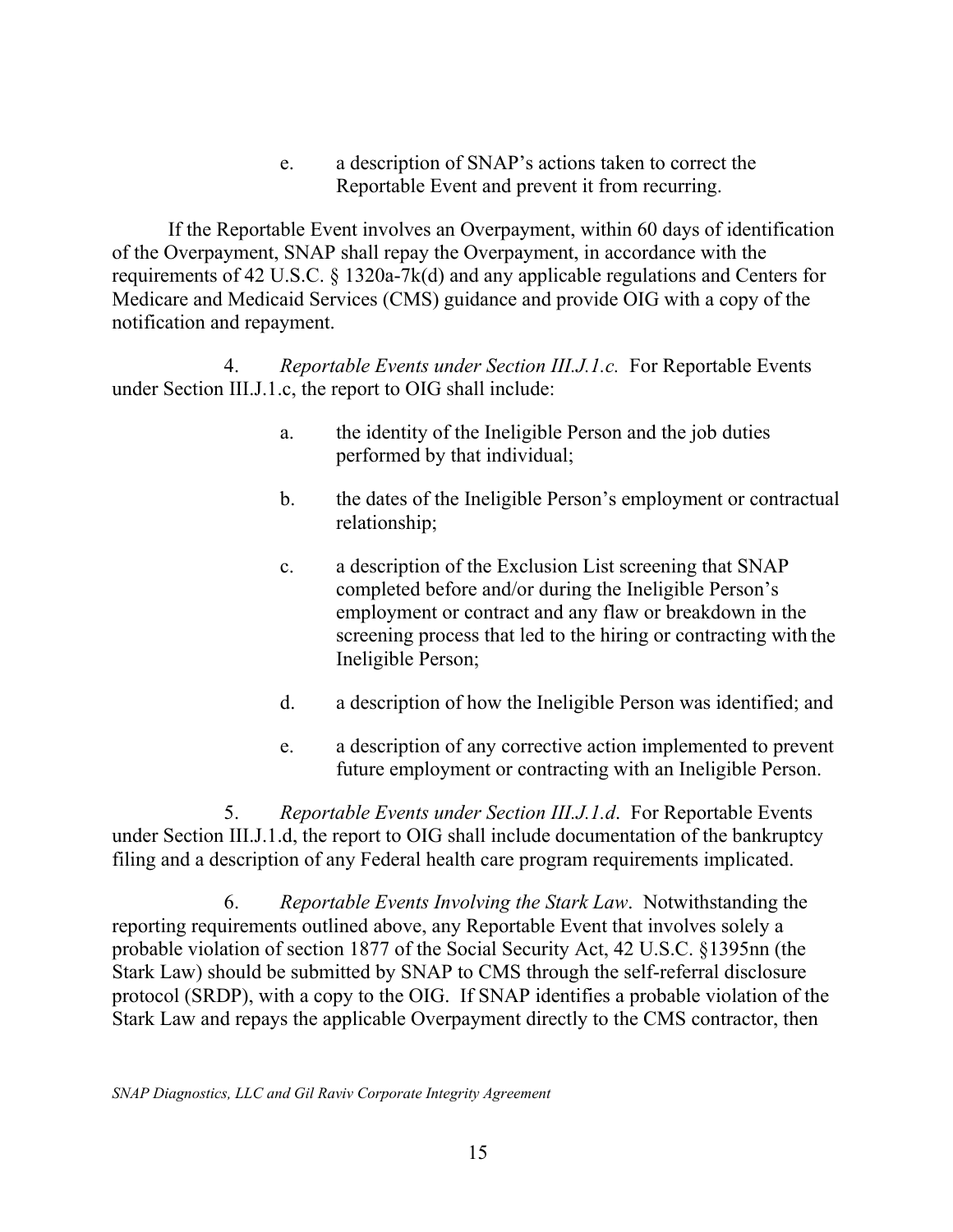e. a description of SNAP's actions taken to correct the Reportable Event and prevent it from recurring.

If the Reportable Event involves an Overpayment, within 60 days of identification of the Overpayment, SNAP shall repay the Overpayment, in accordance with the requirements of 42 U.S.C. § 1320a-7k(d) and any applicable regulations and Centers for Medicare and Medicaid Services (CMS) guidance and provide OIG with a copy of the notification and repayment.

4. *Reportable Events under Section III.J.1.c.* For Reportable Events under Section III.J.1.c, the report to OIG shall include:

a. the identity of the Ineligible Person and the job duties performed by that individual;

b. the dates of the Ineligible Person's employment or contractual relationship;

c. a description of the Exclusion List screening that SNAP completed before and/or during the Ineligible Person's employment or contract and any flaw or breakdown in the screening process that led to the hiring or contracting with the Ineligible Person;

d. a description of how the Ineligible Person was identified; and

e. a description of any corrective action implemented to prevent future employment or contracting with an Ineligible Person.

5. *Reportable Events under Section III.J.1.d.* For Reportable Events under Section III.J.1.d, the report to OIG shall include documentation of the bankruptcy filing and a description of any Federal health care program requirements implicated.

6. *Reportable Events Involving the Stark Law.* Notwithstanding the reporting requirements outlined above, any Reportable Event that involves solely a probable violation of section 1877 of the Social Security Act, 42 U.S.C. §1395nn (the Stark Law) should be submitted by SNAP to CMS through the self-referral disclosure protocol (SRDP), with a copy to the OIG. If SNAP identifies a probable violation of the Stark Law and repays the applicable Overpayment directly to the CMS contractor, then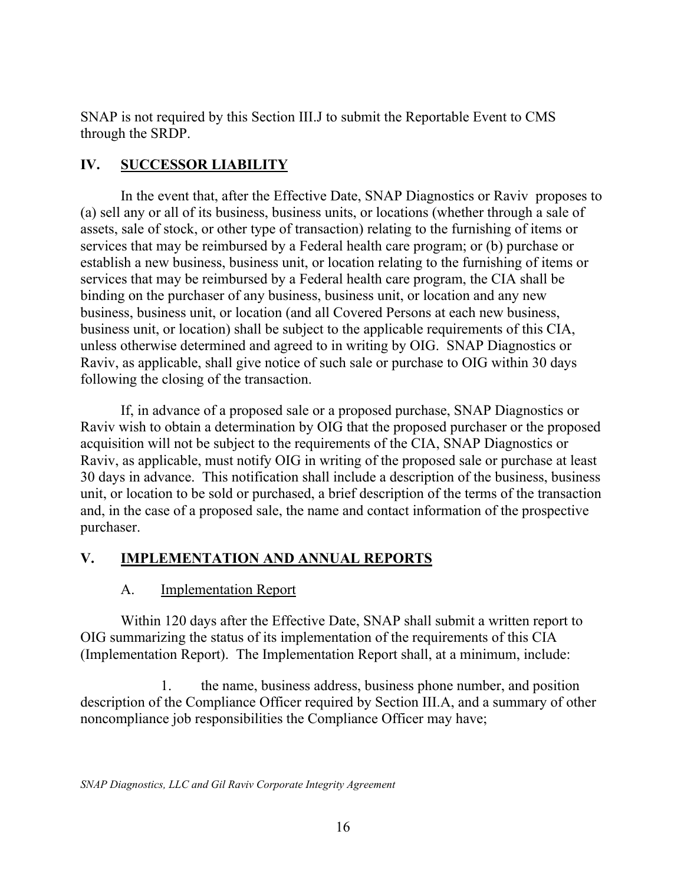SNAP is not required by this Section III.J to submit the Reportable Event to CMS through the SRDP.

## IV. SUCCESSOR LIABILITY

In the event that, after the Effective Date, SNAP Diagnostics or Raviv proposes to (a) sell any or all of its business, business units, or locations (whether through a sale of assets, sale of stock, or other type of transaction) relating to the furnishing of items or services that may be reimbursed by a Federal health care program; or (b) purchase or establish a new business, business unit, or location relating to the furnishing of items or services that may be reimbursed by a Federal health care program, the CIA shall be binding on the purchaser of any business, business unit, or location and any new business, business unit, or location (and all Covered Persons at each new business, business unit, or location) shall be subject to the applicable requirements of this CIA, unless otherwise determined and agreed to in writing by OIG. SNAP Diagnostics or Raviv, as applicable, shall give notice of such sale or purchase to OIG within 30 days following the closing of the transaction.

If, in advance of a proposed sale or a proposed purchase, SNAP Diagnostics or Raviv wish to obtain a determination by OIG that the proposed purchaser or the proposed acquisition will not be subject to the requirements of the CIA, SNAP Diagnostics or Raviv, as applicable, must notify OIG in writing of the proposed sale or purchase at least 30 days in advance. This notification shall include a description of the business, business unit, or location to be sold or purchased, a brief description of the terms of the transaction and, in the case of a proposed sale, the name and contact information of the prospective purchaser.

## V. IMPLEMENTATION AND ANNUAL REPORTS

### A. Implementation Report

Within 120 days after the Effective Date, SNAP shall submit a written report to OIG summarizing the status of its implementation of the requirements of this CIA (Implementation Report). The Implementation Report shall, at a minimum, include:

1. the name, business address, business phone number, and position description of the Compliance Officer required by Section III.A, and a summary of other noncompliance job responsibilities the Compliance Officer may have;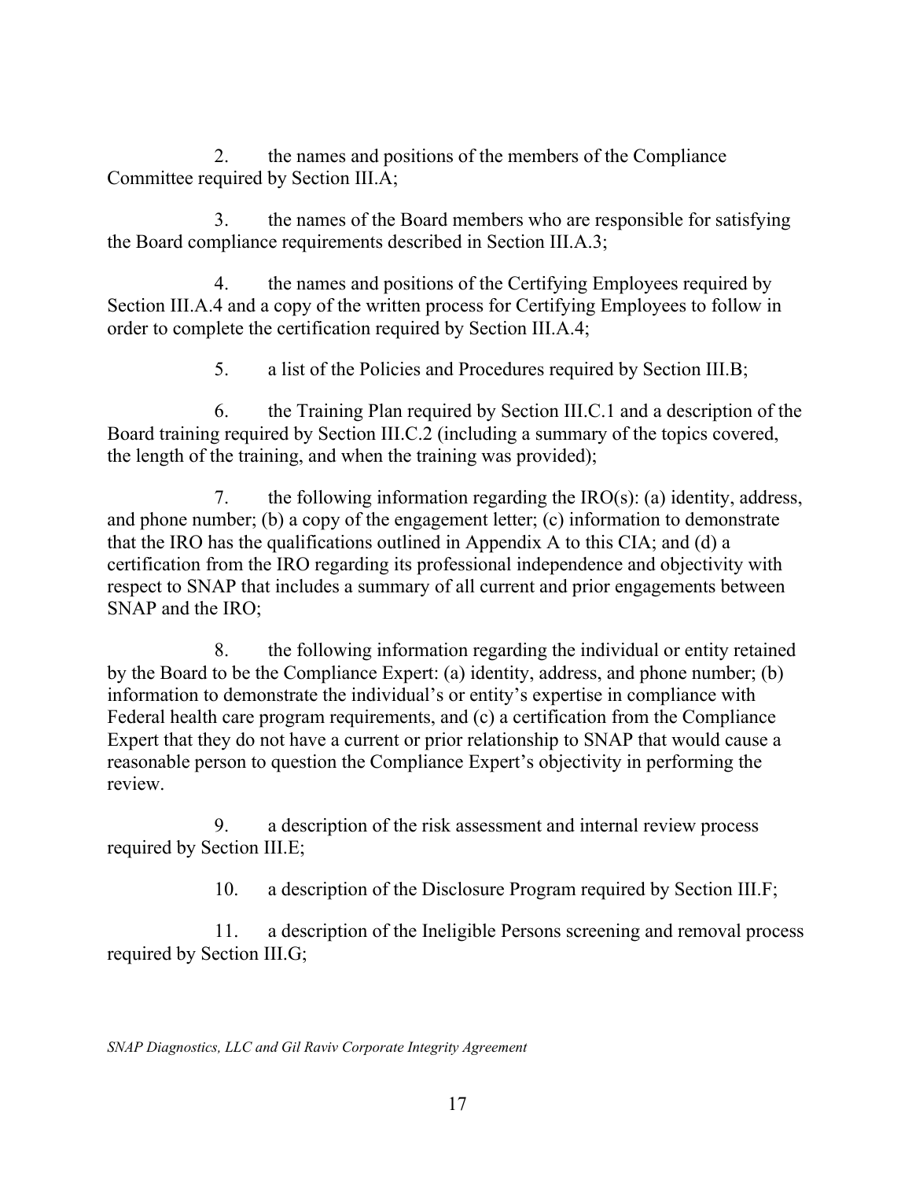2. the names and positions of the members of the Compliance Committee required by Section III.A;

3. the names of the Board members who are responsible for satisfying the Board compliance requirements described in Section III.A.3;

4. the names and positions of the Certifying Employees required by Section III.A.4 and a copy of the written process for Certifying Employees to follow in order to complete the certification required by Section III.A.4;

5. a list of the Policies and Procedures required by Section III.B;

6. the Training Plan required by Section III.C.1 and a description of the Board training required by Section III.C.2 (including a summary of the topics covered, the length of the training, and when the training was provided);

7. the following information regarding the IRO(s): (a) identity, address, and phone number; (b) a copy of the engagement letter; (c) information to demonstrate that the IRO has the qualifications outlined in Appendix A to this CIA; and (d) a certification from the IRO regarding its professional independence and objectivity with respect to SNAP that includes a summary of all current and prior engagements between SNAP and the IRO;

8. the following information regarding the individual or entity retained by the Board to be the Compliance Expert: (a) identity, address, and phone number; (b) information to demonstrate the individual's or entity's expertise in compliance with Federal health care program requirements, and (c) a certification from the Compliance Expert that they do not have a current or prior relationship to SNAP that would cause a reasonable person to question the Compliance Expert's objectivity in performing the review.

9. a description of the risk assessment and internal review process required by Section III.E;

10. a description of the Disclosure Program required by Section III.F;

11. a description of the Ineligible Persons screening and removal process required by Section III.G;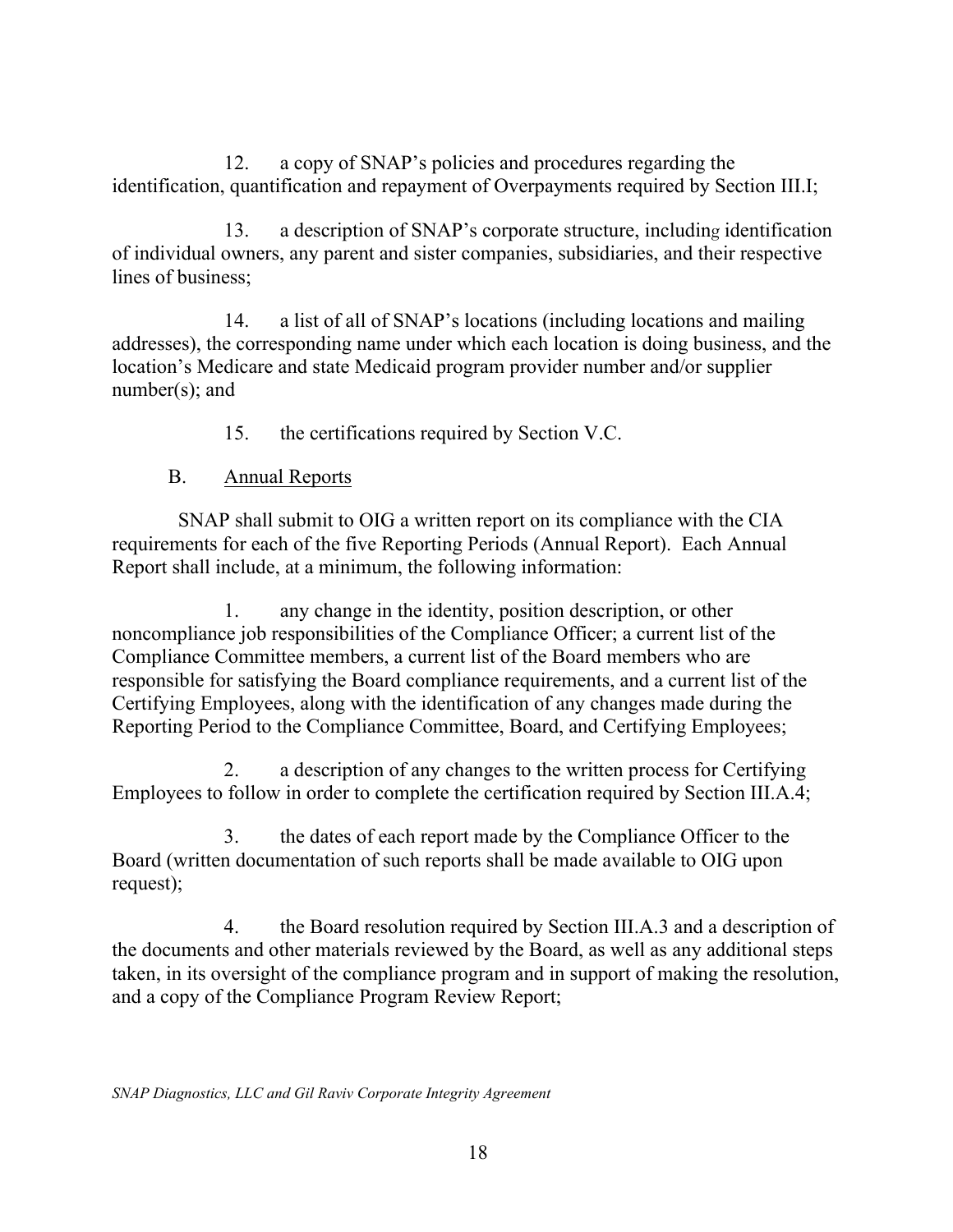12. a copy of SNAP's policies and procedures regarding the identification, quantification and repayment of Overpayments required by Section III.I;

13. a description of SNAP's corporate structure, including identification of individual owners, any parent and sister companies, subsidiaries, and their respective lines of business;

14. a list of all of SNAP's locations (including locations and mailing addresses), the corresponding name under which each location is doing business, and the location's Medicare and state Medicaid program provider number and/or supplier number(s); and

15. the certifications required by Section V.C.

B. Annual Reports

SNAP shall submit to OIG a written report on its compliance with the CIA requirements for each of the five Reporting Periods (Annual Report). Each Annual Report shall include, at a minimum, the following information:

1. any change in the identity, position description, or other noncompliance job responsibilities of the Compliance Officer; a current list of the Compliance Committee members, a current list of the Board members who are responsible for satisfying the Board compliance requirements, and a current list of the Certifying Employees, along with the identification of any changes made during the Reporting Period to the Compliance Committee, Board, and Certifying Employees;

2. a description of any changes to the written process for Certifying Employees to follow in order to complete the certification required by Section III.A.4;

3. the dates of each report made by the Compliance Officer to the Board (written documentation of such reports shall be made available to OIG upon request);

4. the Board resolution required by Section III.A.3 and a description of the documents and other materials reviewed by the Board, as well as any additional steps taken, in its oversight of the compliance program and in support of making the resolution, and a copy of the Compliance Program Review Report;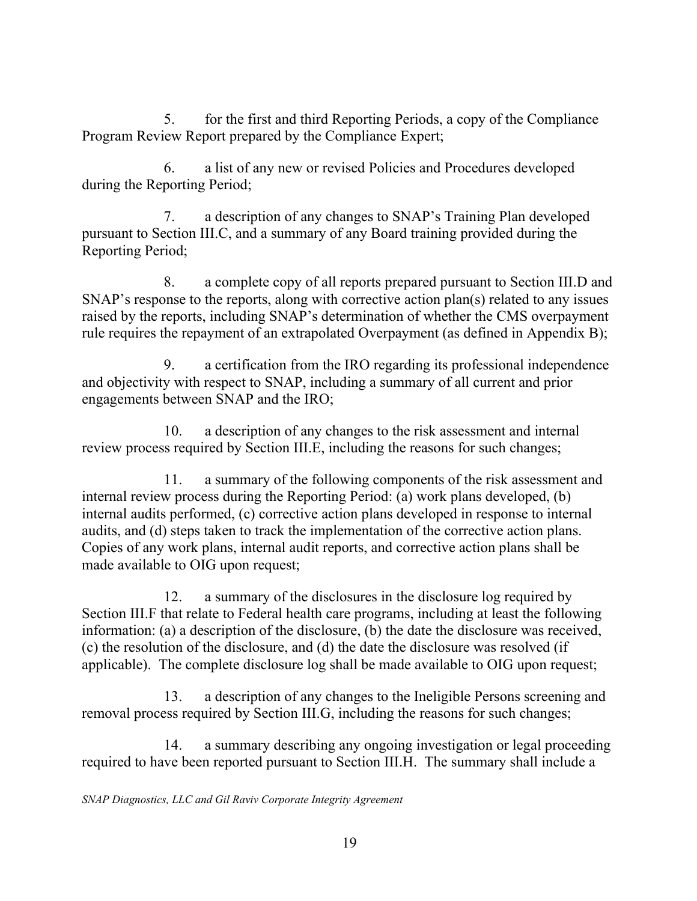5. for the first and third Reporting Periods, a copy of the Compliance Program Review Report prepared by the Compliance Expert;

6. a list of any new or revised Policies and Procedures developed during the Reporting Period;

7. a description of any changes to SNAP's Training Plan developed pursuant to Section III.C, and a summary of any Board training provided during the Reporting Period;

8. a complete copy of all reports prepared pursuant to Section III.D and SNAP's response to the reports, along with corrective action plan(s) related to any issues raised by the reports, including SNAP's determination of whether the CMS overpayment rule requires the repayment of an extrapolated Overpayment (as defined in Appendix B);

9. a certification from the IRO regarding its professional independence and objectivity with respect to SNAP, including a summary of all current and prior engagements between SNAP and the IRO;

10. a description of any changes to the risk assessment and internal review process required by Section III.E, including the reasons for such changes;

11. a summary of the following components of the risk assessment and internal review process during the Reporting Period: (a) work plans developed, (b) internal audits performed, (c) corrective action plans developed in response to internal audits, and (d) steps taken to track the implementation of the corrective action plans. Copies of any work plans, internal audit reports, and corrective action plans shall be made available to OIG upon request;

12. a summary of the disclosures in the disclosure log required by Section III.F that relate to Federal health care programs, including at least the following information: (a) a description of the disclosure, (b) the date the disclosure was received, (c) the resolution of the disclosure, and (d) the date the disclosure was resolved (if applicable). The complete disclosure log shall be made available to OIG upon request;

13. a description of any changes to the Ineligible Persons screening and removal process required by Section III.G, including the reasons for such changes;

14. a summary describing any ongoing investigation or legal proceeding required to have been reported pursuant to Section III.H. The summary shall include a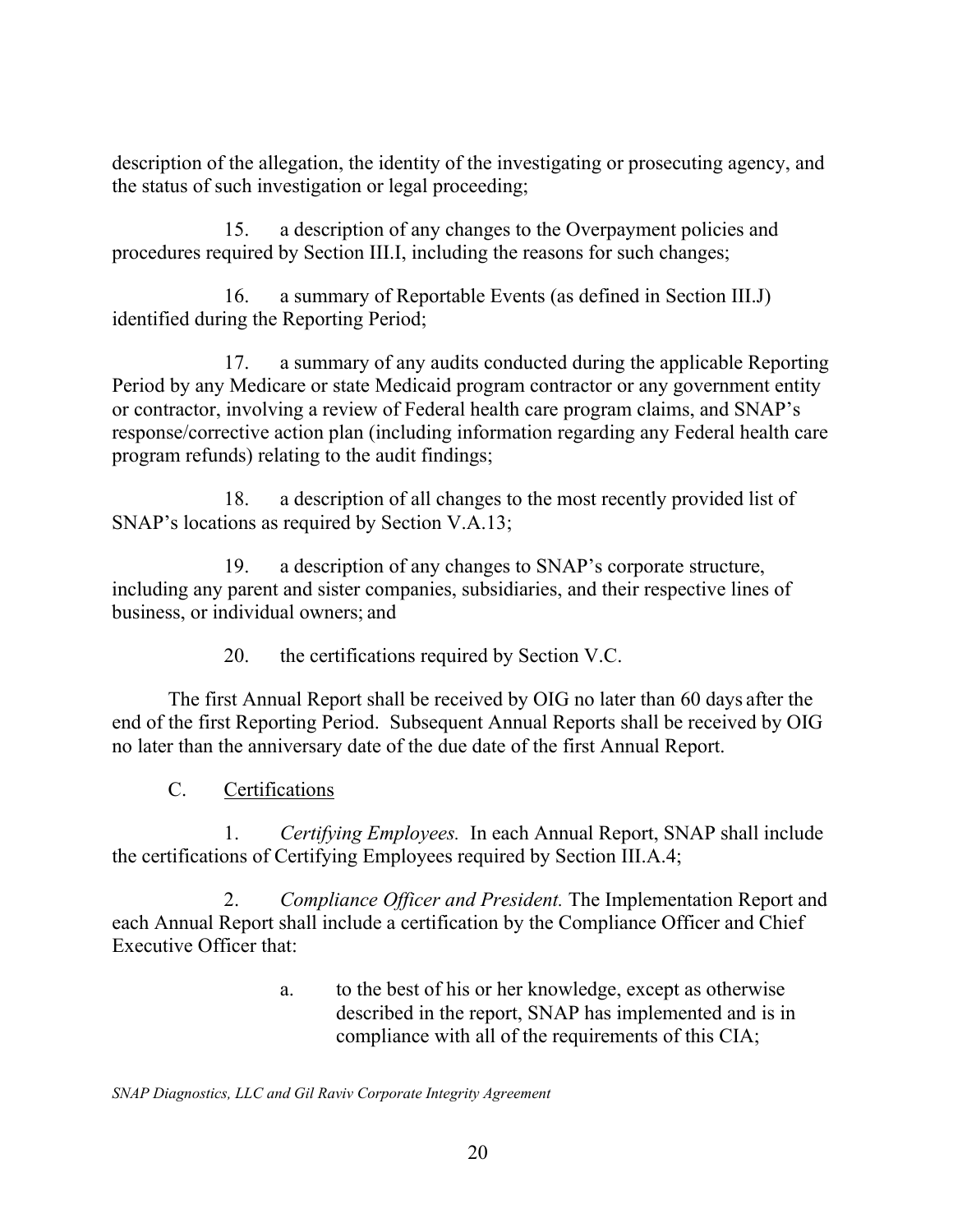description of the allegation, the identity of the investigating or prosecuting agency, and the status of such investigation or legal proceeding;

15. a description of any changes to the Overpayment policies and procedures required by Section III.I, including the reasons for such changes;

16. a summary of Reportable Events (as defined in Section III.J) identified during the Reporting Period;

17. a summary of any audits conducted during the applicable Reporting Period by any Medicare or state Medicaid program contractor or any government entity or contractor, involving a review of Federal health care program claims, and SNAP's response/corrective action plan (including information regarding any Federal health care program refunds) relating to the audit findings;

18. a description of all changes to the most recently provided list of SNAP's locations as required by Section V.A.13;

19. a description of any changes to SNAP's corporate structure, including any parent and sister companies, subsidiaries, and their respective lines of business, or individual owners; and

20. the certifications required by Section V.C.

The first Annual Report shall be received by OIG no later than 60 days after the end of the first Reporting Period. Subsequent Annual Reports shall be received by OIG no later than the anniversary date of the due date of the first Annual Report.

C. <u>Certifications</u>

1. *Certifying Employees.* In each Annual Report, SNAP shall include the certifications of Certifying Employees required by Section III.A.4;

2. *Compliance Officer and President.* The Implementation Report and each Annual Report shall include a certification by the Compliance Officer and Chief Executive Officer that:

a. to the best of his or her knowledge, except as otherwise described in the report, SNAP has implemented and is in compliance with all of the requirements of this CIA;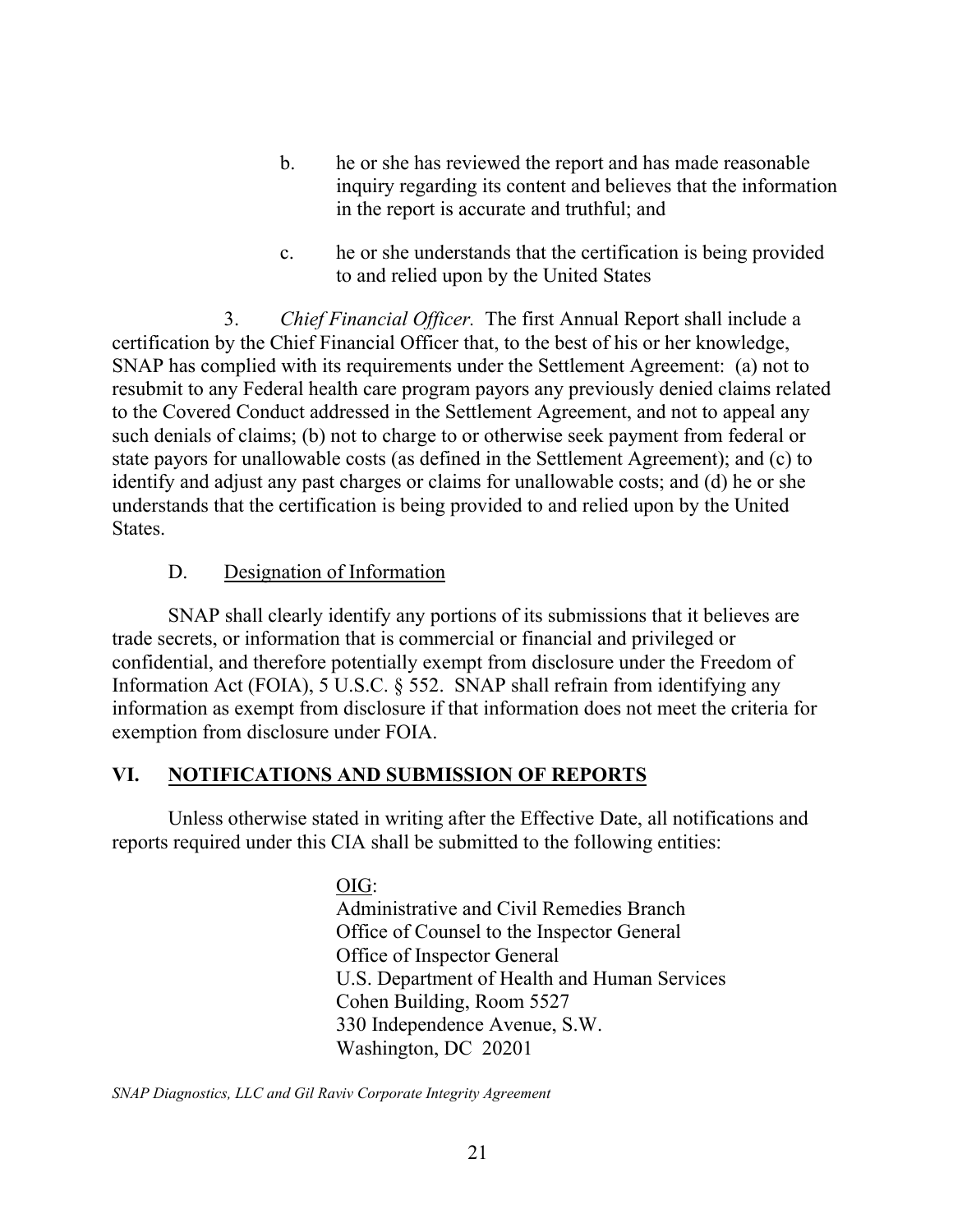b. he or she has reviewed the report and has made reasonable inquiry regarding its content and believes that the information in the report is accurate and truthful; and

c. he or she understands that the certification is being provided to and relied upon by the United States

3. *Chief Financial Officer.* The first Annual Report shall include a certification by the Chief Financial Officer that, to the best of his or her knowledge, SNAP has complied with its requirements under the Settlement Agreement: (a) not to resubmit to any Federal health care program payors any previously denied claims related to the Covered Conduct addressed in the Settlement Agreement, and not to appeal any such denials of claims; (b) not to charge to or otherwise seek payment from federal or state payors for unallowable costs (as defined in the Settlement Agreement); and (c) to identify and adjust any past charges or claims for unallowable costs; and (d) he or she understands that the certification is being provided to and relied upon by the United States.

D. <u>Designation of Information</u>

SNAP shall clearly identify any portions of its submissions that it believes are trade secrets, or information that is commercial or financial and privileged or confidential, and therefore potentially exempt from disclosure under the Freedom of Information Act (FOIA), 5 U.S.C. § 552. SNAP shall refrain from identifying any information as exempt from disclosure if that information does not meet the criteria for exemption from disclosure under FOIA.

## VI. <u>NOTIFICATIONS AND SUBMISSION OF REPORTS</u>

Unless otherwise stated in writing after the Effective Date, all notifications and reports required under this CIA shall be submitted to the following entities:

<u>OIG</u>:
Administrative and Civil Remedies Branch
Office of Counsel to the Inspector General
Office of Inspector General
U.S. Department of Health and Human Services
Cohen Building, Room 5527
330 Independence Avenue, S.W.
Washington, DC 20201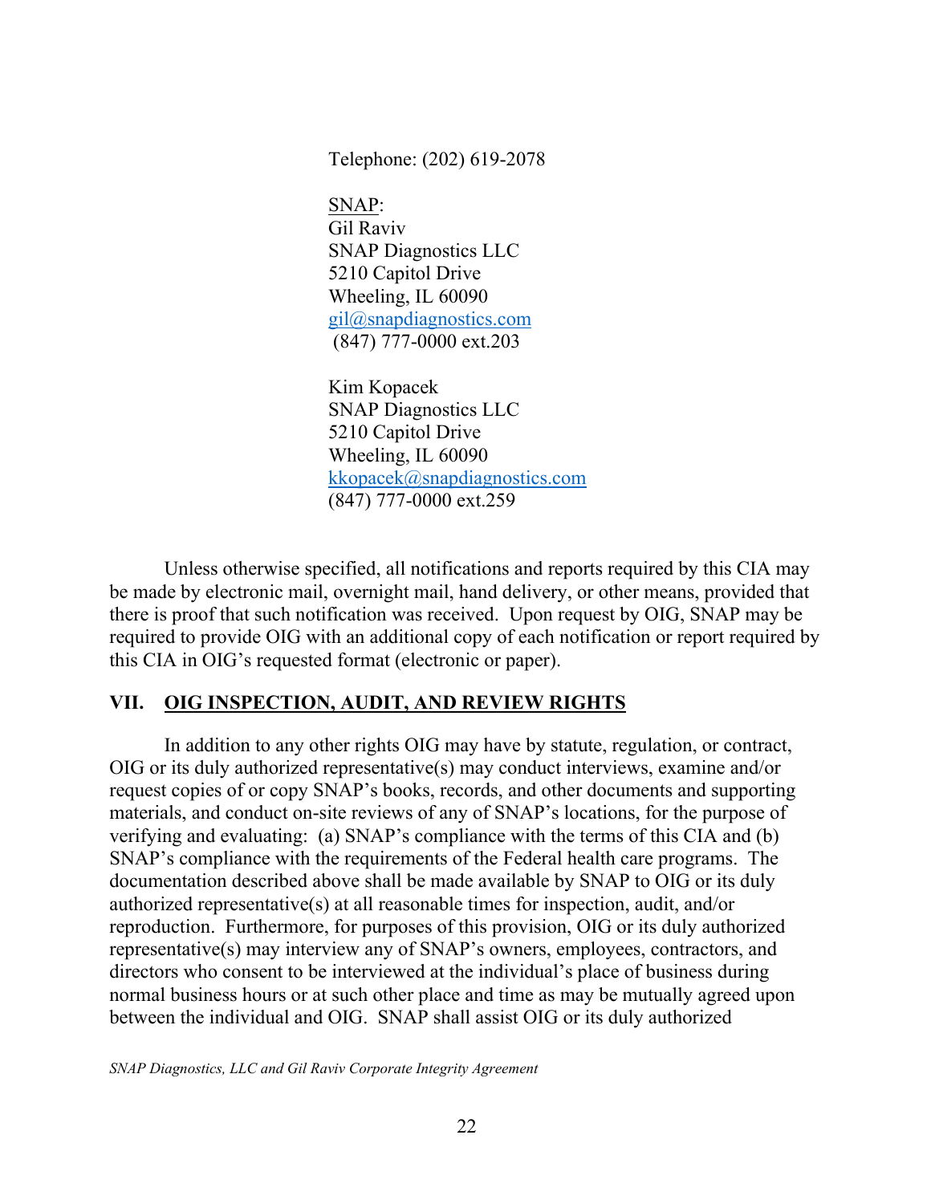Telephone: (202) 619-2078

<u>SNAP</u>:
Gil Raviv
SNAP Diagnostics LLC
5210 Capitol Drive
Wheeling, IL 60090
gil@snapdiagnostics.com
(847) 777-0000 ext.203

Kim Kopacek
SNAP Diagnostics LLC
5210 Capitol Drive
Wheeling, IL 60090
kkopacek@snapdiagnostics.com
(847) 777-0000 ext.259

Unless otherwise specified, all notifications and reports required by this CIA may be made by electronic mail, overnight mail, hand delivery, or other means, provided that there is proof that such notification was received. Upon request by OIG, SNAP may be required to provide OIG with an additional copy of each notification or report required by this CIA in OIG's requested format (electronic or paper).

## VII. OIG INSPECTION, AUDIT, AND REVIEW RIGHTS

In addition to any other rights OIG may have by statute, regulation, or contract, OIG or its duly authorized representative(s) may conduct interviews, examine and/or request copies of or copy SNAP's books, records, and other documents and supporting materials, and conduct on-site reviews of any of SNAP's locations, for the purpose of verifying and evaluating: (a) SNAP's compliance with the terms of this CIA and (b) SNAP's compliance with the requirements of the Federal health care programs. The documentation described above shall be made available by SNAP to OIG or its duly authorized representative(s) at all reasonable times for inspection, audit, and/or reproduction. Furthermore, for purposes of this provision, OIG or its duly authorized representative(s) may interview any of SNAP's owners, employees, contractors, and directors who consent to be interviewed at the individual's place of business during normal business hours or at such other place and time as may be mutually agreed upon between the individual and OIG. SNAP shall assist OIG or its duly authorized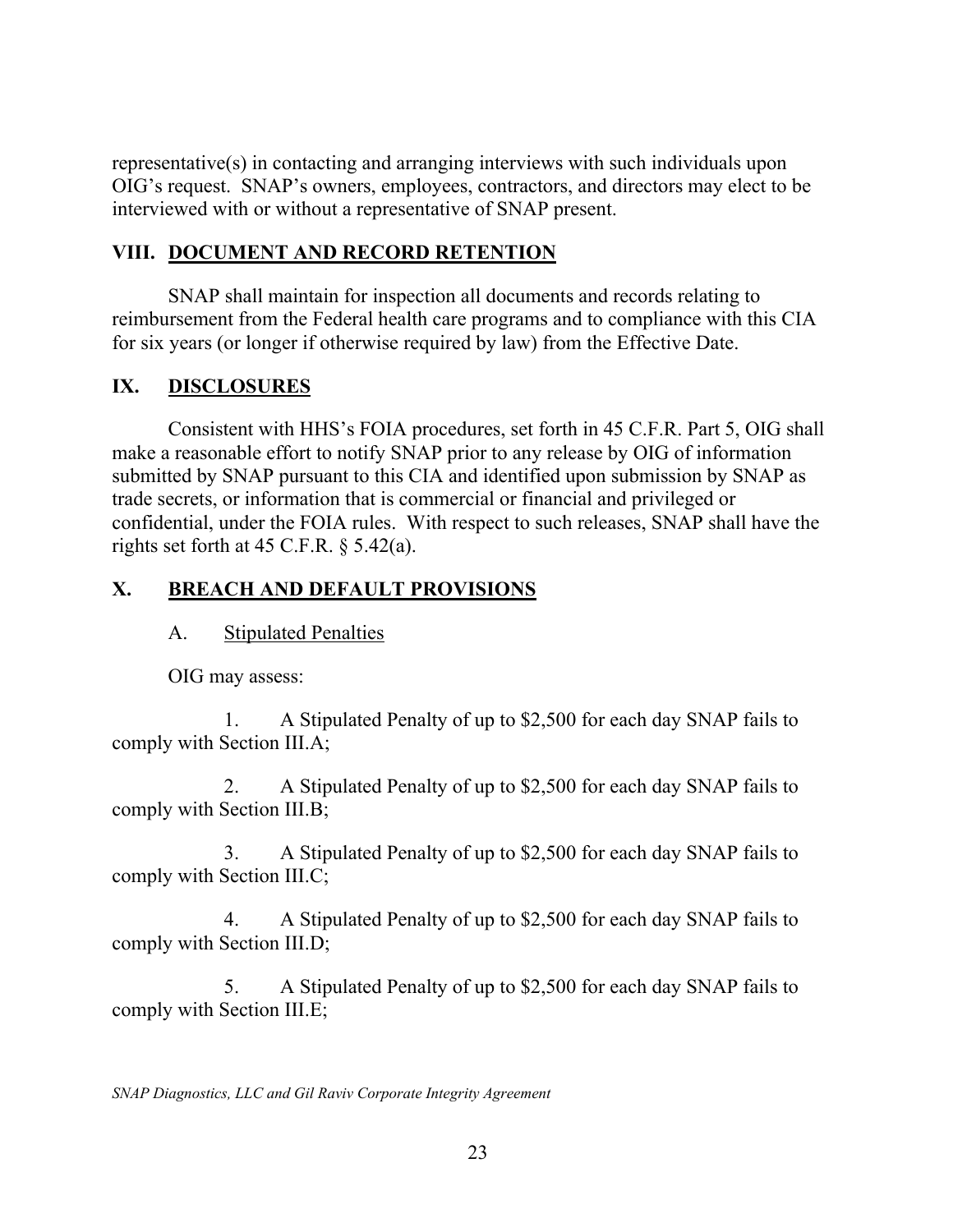representative(s) in contacting and arranging interviews with such individuals upon OIG's request. SNAP's owners, employees, contractors, and directors may elect to be interviewed with or without a representative of SNAP present.

## VIII. DOCUMENT AND RECORD RETENTION

SNAP shall maintain for inspection all documents and records relating to reimbursement from the Federal health care programs and to compliance with this CIA for six years (or longer if otherwise required by law) from the Effective Date.

## IX. DISCLOSURES

Consistent with HHS's FOIA procedures, set forth in 45 C.F.R. Part 5, OIG shall make a reasonable effort to notify SNAP prior to any release by OIG of information submitted by SNAP pursuant to this CIA and identified upon submission by SNAP as trade secrets, or information that is commercial or financial and privileged or confidential, under the FOIA rules. With respect to such releases, SNAP shall have the rights set forth at 45 C.F.R. § 5.42(a).

## X. BREACH AND DEFAULT PROVISIONS

### A. Stipulated Penalties

OIG may assess:

1. A Stipulated Penalty of up to $2,500 for each day SNAP fails to comply with Section III.A;

2. A Stipulated Penalty of up to $2,500 for each day SNAP fails to comply with Section III.B;

3. A Stipulated Penalty of up to $2,500 for each day SNAP fails to comply with Section III.C;

4. A Stipulated Penalty of up to $2,500 for each day SNAP fails to comply with Section III.D;

5. A Stipulated Penalty of up to $2,500 for each day SNAP fails to comply with Section III.E;

*SNAP Diagnostics, LLC and Gil Raviv Corporate Integrity Agreement*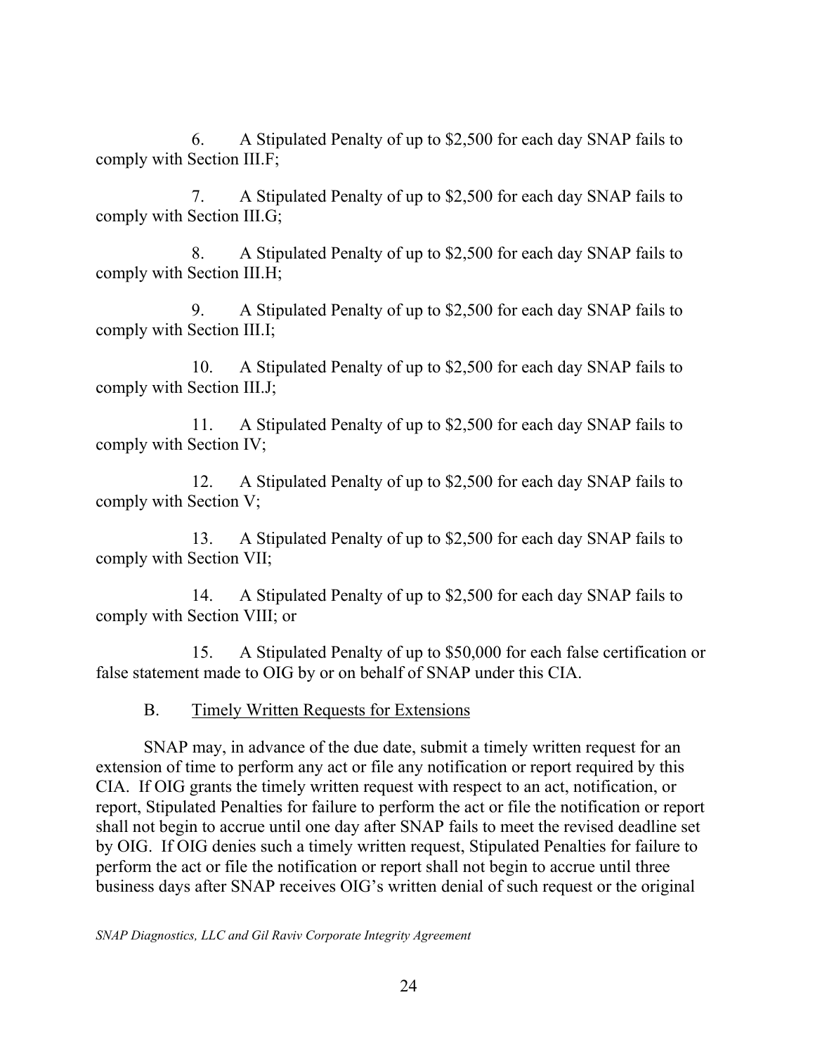6. A Stipulated Penalty of up to $2,500 for each day SNAP fails to comply with Section III.F;

7. A Stipulated Penalty of up to $2,500 for each day SNAP fails to comply with Section III.G;

8. A Stipulated Penalty of up to $2,500 for each day SNAP fails to comply with Section III.H;

9. A Stipulated Penalty of up to $2,500 for each day SNAP fails to comply with Section III.I;

10. A Stipulated Penalty of up to $2,500 for each day SNAP fails to comply with Section III.J;

11. A Stipulated Penalty of up to $2,500 for each day SNAP fails to comply with Section IV;

12. A Stipulated Penalty of up to $2,500 for each day SNAP fails to comply with Section V;

13. A Stipulated Penalty of up to $2,500 for each day SNAP fails to comply with Section VII;

14. A Stipulated Penalty of up to $2,500 for each day SNAP fails to comply with Section VIII; or

15. A Stipulated Penalty of up to $50,000 for each false certification or false statement made to OIG by or on behalf of SNAP under this CIA.

B. <u>Timely Written Requests for Extensions</u>

SNAP may, in advance of the due date, submit a timely written request for an extension of time to perform any act or file any notification or report required by this CIA. If OIG grants the timely written request with respect to an act, notification, or report, Stipulated Penalties for failure to perform the act or file the notification or report shall not begin to accrue until one day after SNAP fails to meet the revised deadline set by OIG. If OIG denies such a timely written request, Stipulated Penalties for failure to perform the act or file the notification or report shall not begin to accrue until three business days after SNAP receives OIG's written denial of such request or the original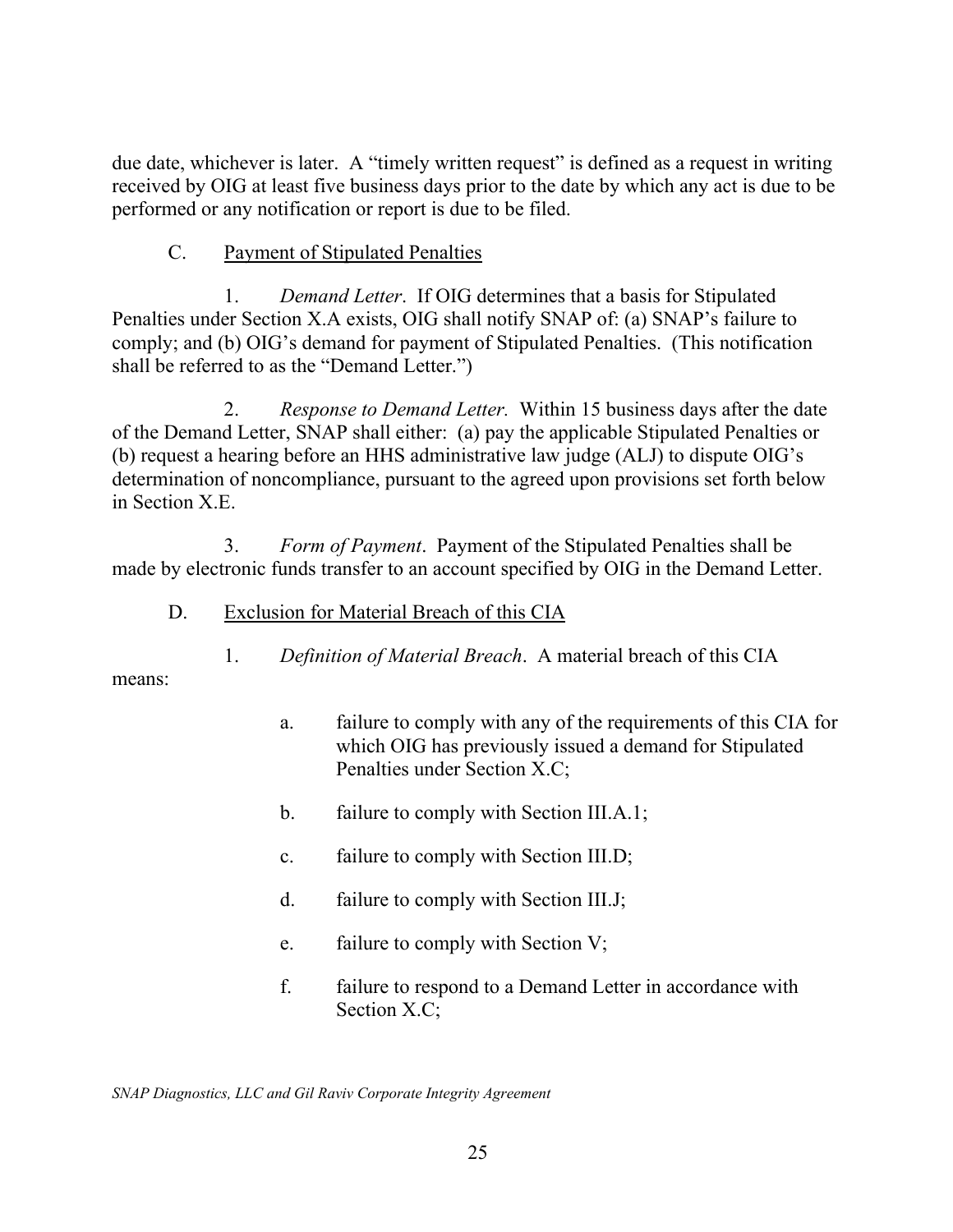due date, whichever is later. A "timely written request" is defined as a request in writing received by OIG at least five business days prior to the date by which any act is due to be performed or any notification or report is due to be filed.

C. Payment of Stipulated Penalties

1. *Demand Letter*. If OIG determines that a basis for Stipulated Penalties under Section X.A exists, OIG shall notify SNAP of: (a) SNAP's failure to comply; and (b) OIG's demand for payment of Stipulated Penalties. (This notification shall be referred to as the "Demand Letter.")

2. *Response to Demand Letter.* Within 15 business days after the date of the Demand Letter, SNAP shall either: (a) pay the applicable Stipulated Penalties or (b) request a hearing before an HHS administrative law judge (ALJ) to dispute OIG's determination of noncompliance, pursuant to the agreed upon provisions set forth below in Section X.E.

3. *Form of Payment*. Payment of the Stipulated Penalties shall be made by electronic funds transfer to an account specified by OIG in the Demand Letter.

D. Exclusion for Material Breach of this CIA

1. *Definition of Material Breach*. A material breach of this CIA means:

a. failure to comply with any of the requirements of this CIA for which OIG has previously issued a demand for Stipulated Penalties under Section X.C;

b. failure to comply with Section III.A.1;

c. failure to comply with Section III.D;

d. failure to comply with Section III.J;

e. failure to comply with Section V;

f. failure to respond to a Demand Letter in accordance with Section X.C;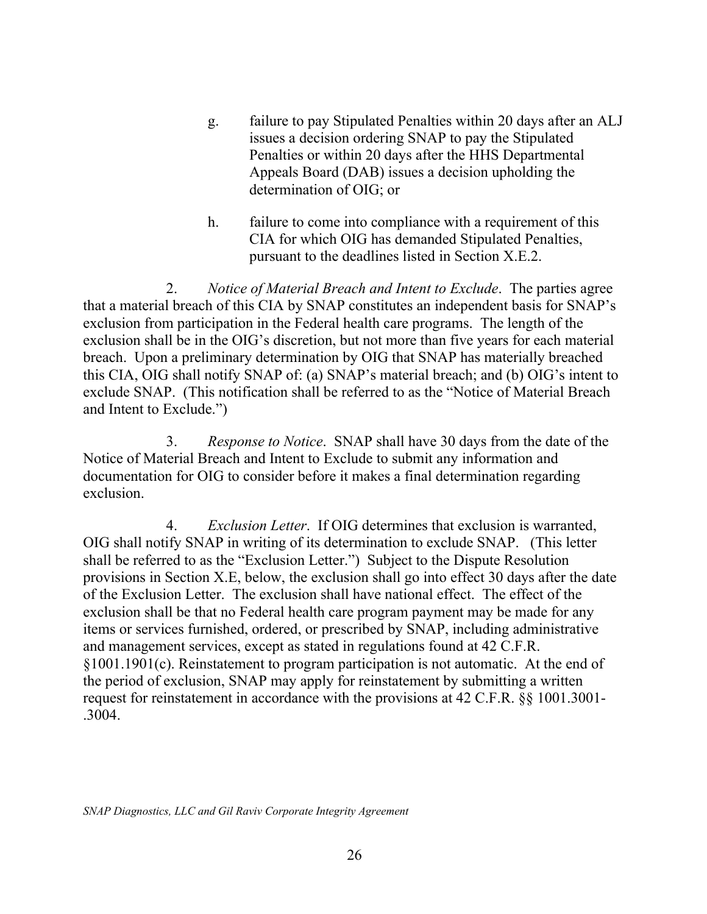g. failure to pay Stipulated Penalties within 20 days after an ALJ issues a decision ordering SNAP to pay the Stipulated Penalties or within 20 days after the HHS Departmental Appeals Board (DAB) issues a decision upholding the determination of OIG; or

h. failure to come into compliance with a requirement of this CIA for which OIG has demanded Stipulated Penalties, pursuant to the deadlines listed in Section X.E.2.

2. *Notice of Material Breach and Intent to Exclude*. The parties agree that a material breach of this CIA by SNAP constitutes an independent basis for SNAP's exclusion from participation in the Federal health care programs. The length of the exclusion shall be in the OIG's discretion, but not more than five years for each material breach. Upon a preliminary determination by OIG that SNAP has materially breached this CIA, OIG shall notify SNAP of: (a) SNAP's material breach; and (b) OIG's intent to exclude SNAP. (This notification shall be referred to as the "Notice of Material Breach and Intent to Exclude.")

3. *Response to Notice*. SNAP shall have 30 days from the date of the Notice of Material Breach and Intent to Exclude to submit any information and documentation for OIG to consider before it makes a final determination regarding exclusion.

4. *Exclusion Letter*. If OIG determines that exclusion is warranted, OIG shall notify SNAP in writing of its determination to exclude SNAP. (This letter shall be referred to as the "Exclusion Letter.") Subject to the Dispute Resolution provisions in Section X.E, below, the exclusion shall go into effect 30 days after the date of the Exclusion Letter. The exclusion shall have national effect. The effect of the exclusion shall be that no Federal health care program payment may be made for any items or services furnished, ordered, or prescribed by SNAP, including administrative and management services, except as stated in regulations found at 42 C.F.R. §1001.1901(c). Reinstatement to program participation is not automatic. At the end of the period of exclusion, SNAP may apply for reinstatement by submitting a written request for reinstatement in accordance with the provisions at 42 C.F.R. §§ 1001.3001-.3004.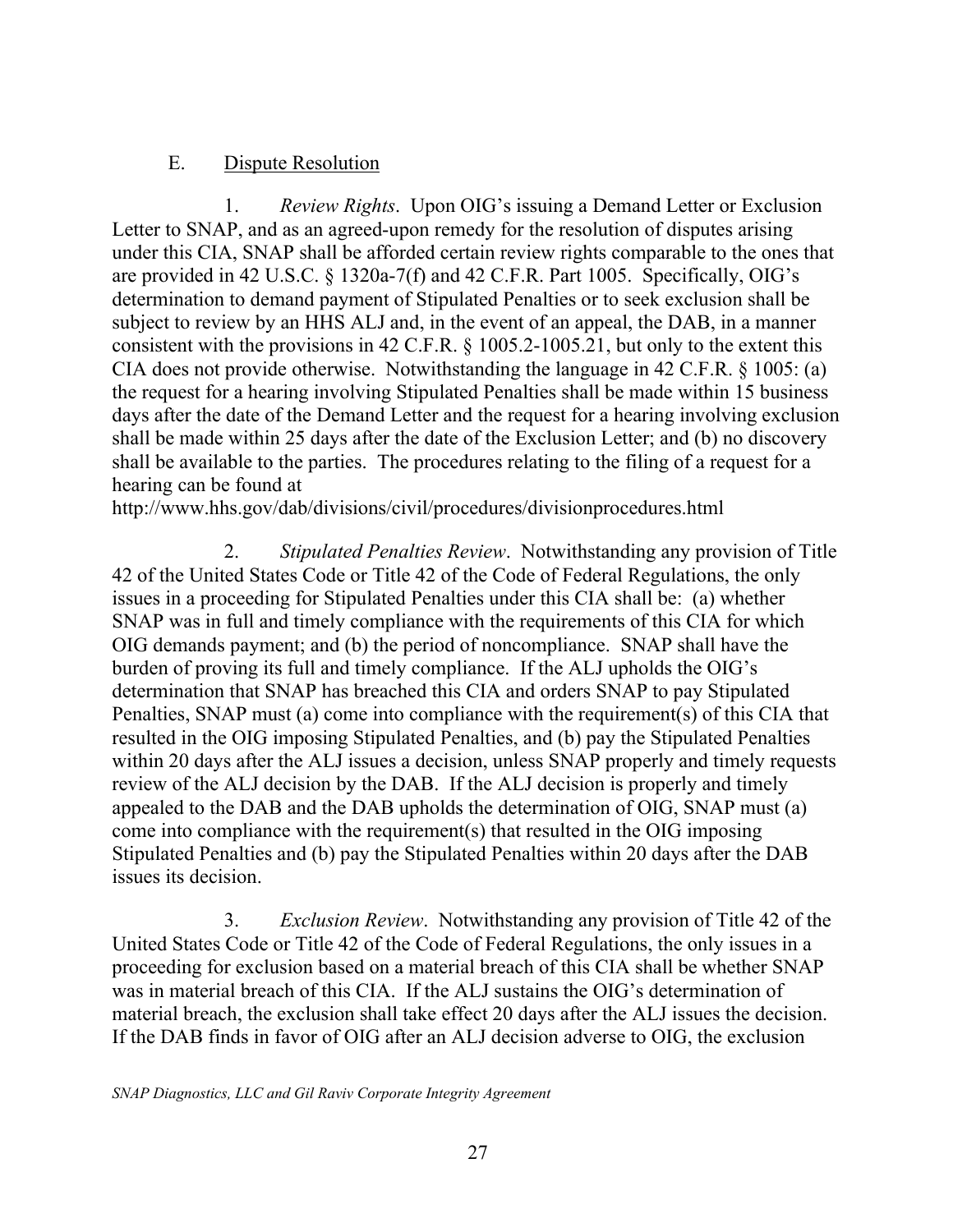### E. Dispute Resolution

1. *Review Rights*. Upon OIG's issuing a Demand Letter or Exclusion Letter to SNAP, and as an agreed-upon remedy for the resolution of disputes arising under this CIA, SNAP shall be afforded certain review rights comparable to the ones that are provided in 42 U.S.C. § 1320a-7(f) and 42 C.F.R. Part 1005. Specifically, OIG's determination to demand payment of Stipulated Penalties or to seek exclusion shall be subject to review by an HHS ALJ and, in the event of an appeal, the DAB, in a manner consistent with the provisions in 42 C.F.R. § 1005.2-1005.21, but only to the extent this CIA does not provide otherwise. Notwithstanding the language in 42 C.F.R. § 1005: (a) the request for a hearing involving Stipulated Penalties shall be made within 15 business days after the date of the Demand Letter and the request for a hearing involving exclusion shall be made within 25 days after the date of the Exclusion Letter; and (b) no discovery shall be available to the parties. The procedures relating to the filing of a request for a hearing can be found at http://www.hhs.gov/dab/divisions/civil/procedures/divisionprocedures.html

2. *Stipulated Penalties Review*. Notwithstanding any provision of Title 42 of the United States Code or Title 42 of the Code of Federal Regulations, the only issues in a proceeding for Stipulated Penalties under this CIA shall be: (a) whether SNAP was in full and timely compliance with the requirements of this CIA for which OIG demands payment; and (b) the period of noncompliance. SNAP shall have the burden of proving its full and timely compliance. If the ALJ upholds the OIG's determination that SNAP has breached this CIA and orders SNAP to pay Stipulated Penalties, SNAP must (a) come into compliance with the requirement(s) of this CIA that resulted in the OIG imposing Stipulated Penalties, and (b) pay the Stipulated Penalties within 20 days after the ALJ issues a decision, unless SNAP properly and timely requests review of the ALJ decision by the DAB. If the ALJ decision is properly and timely appealed to the DAB and the DAB upholds the determination of OIG, SNAP must (a) come into compliance with the requirement(s) that resulted in the OIG imposing Stipulated Penalties and (b) pay the Stipulated Penalties within 20 days after the DAB issues its decision.

3. *Exclusion Review*. Notwithstanding any provision of Title 42 of the United States Code or Title 42 of the Code of Federal Regulations, the only issues in a proceeding for exclusion based on a material breach of this CIA shall be whether SNAP was in material breach of this CIA. If the ALJ sustains the OIG's determination of material breach, the exclusion shall take effect 20 days after the ALJ issues the decision. If the DAB finds in favor of OIG after an ALJ decision adverse to OIG, the exclusion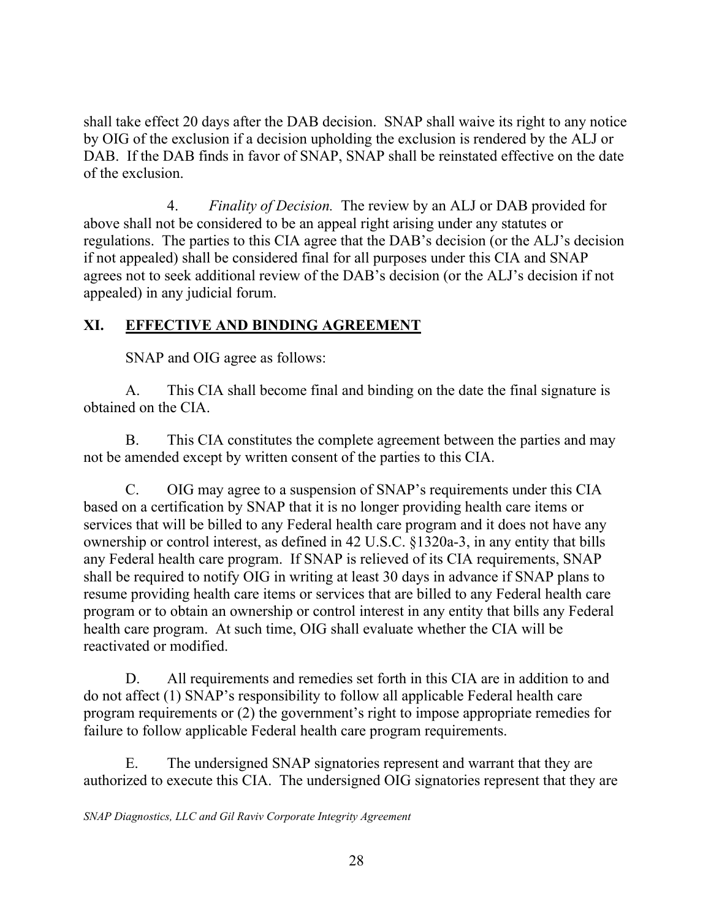shall take effect 20 days after the DAB decision. SNAP shall waive its right to any notice by OIG of the exclusion if a decision upholding the exclusion is rendered by the ALJ or DAB. If the DAB finds in favor of SNAP, SNAP shall be reinstated effective on the date of the exclusion.

4. *Finality of Decision.* The review by an ALJ or DAB provided for above shall not be considered to be an appeal right arising under any statutes or regulations. The parties to this CIA agree that the DAB's decision (or the ALJ's decision if not appealed) shall be considered final for all purposes under this CIA and SNAP agrees not to seek additional review of the DAB's decision (or the ALJ's decision if not appealed) in any judicial forum.

## XI. EFFECTIVE AND BINDING AGREEMENT

SNAP and OIG agree as follows:

A. This CIA shall become final and binding on the date the final signature is obtained on the CIA.

B. This CIA constitutes the complete agreement between the parties and may not be amended except by written consent of the parties to this CIA.

C. OIG may agree to a suspension of SNAP's requirements under this CIA based on a certification by SNAP that it is no longer providing health care items or services that will be billed to any Federal health care program and it does not have any ownership or control interest, as defined in 42 U.S.C. §1320a-3, in any entity that bills any Federal health care program. If SNAP is relieved of its CIA requirements, SNAP shall be required to notify OIG in writing at least 30 days in advance if SNAP plans to resume providing health care items or services that are billed to any Federal health care program or to obtain an ownership or control interest in any entity that bills any Federal health care program. At such time, OIG shall evaluate whether the CIA will be reactivated or modified.

D. All requirements and remedies set forth in this CIA are in addition to and do not affect (1) SNAP's responsibility to follow all applicable Federal health care program requirements or (2) the government's right to impose appropriate remedies for failure to follow applicable Federal health care program requirements.

E. The undersigned SNAP signatories represent and warrant that they are authorized to execute this CIA. The undersigned OIG signatories represent that they are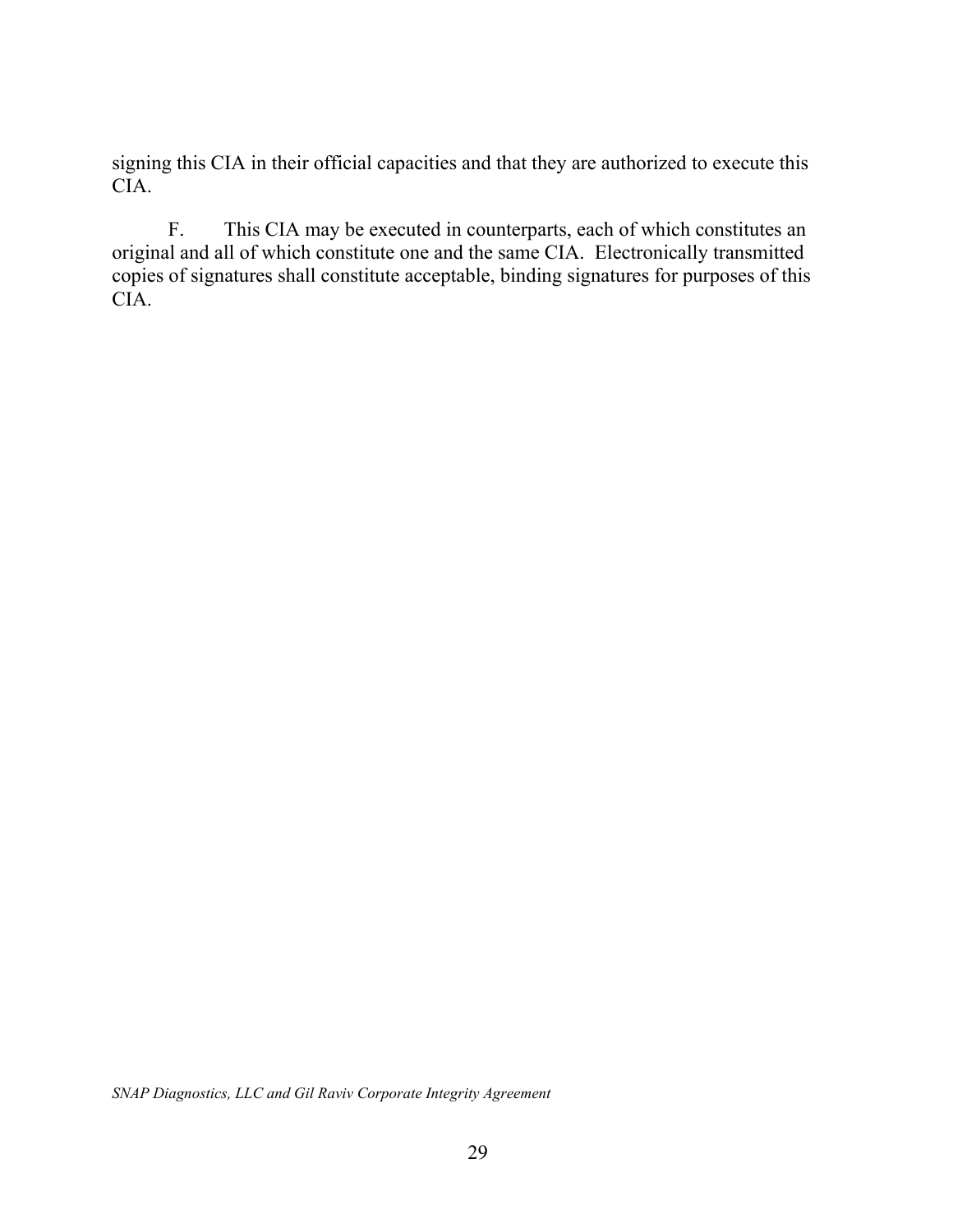signing this CIA in their official capacities and that they are authorized to execute this CIA.

F. This CIA may be executed in counterparts, each of which constitutes an original and all of which constitute one and the same CIA. Electronically transmitted copies of signatures shall constitute acceptable, binding signatures for purposes of this CIA.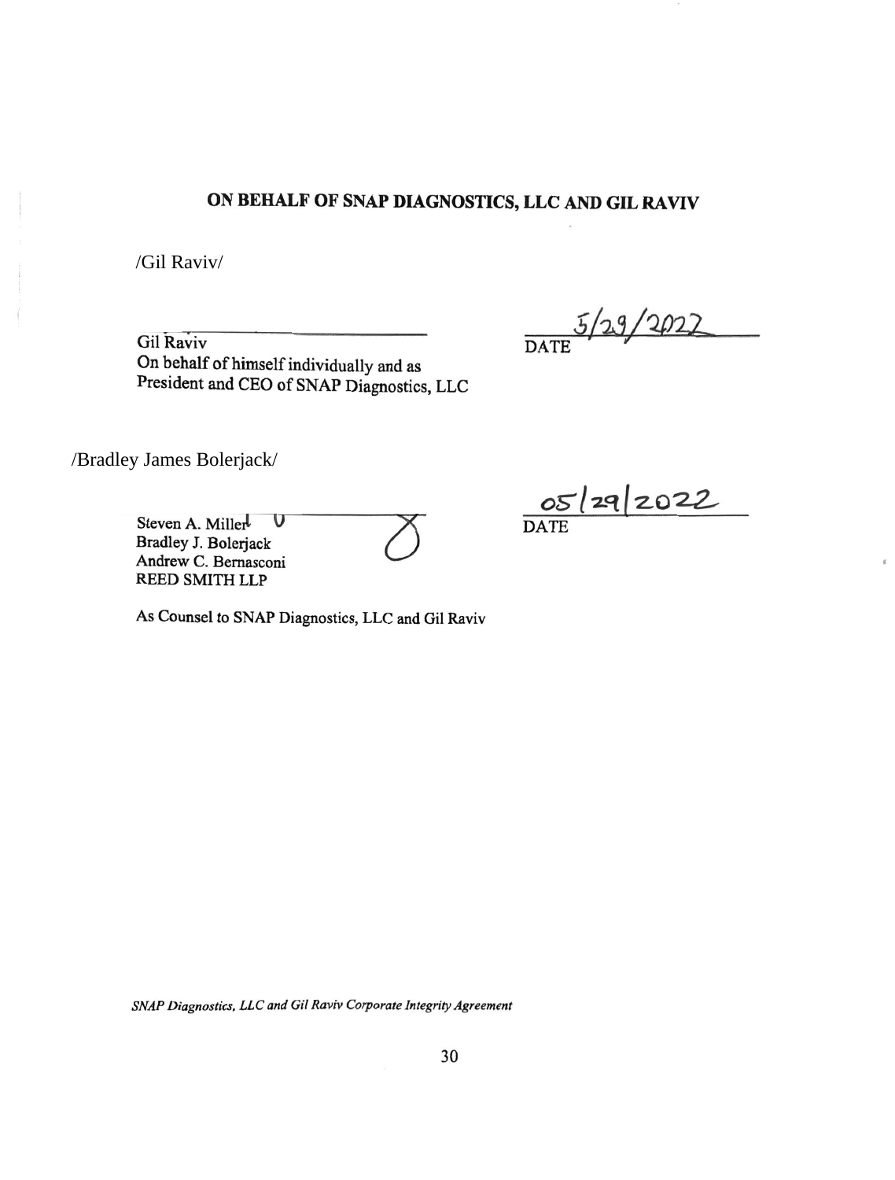## ON BEHALF OF SNAP DIAGNOSTICS, LLC AND GIL RAVIV

/Gil Raviv/

Gil Raviv
On behalf of himself individually and as
President and CEO of SNAP Diagnostics, LLC

5/29/2022
DATE

/Bradley James Bolerjack/

Steven A. Miller
Bradley J. Bolerjack
Andrew C. Bernasconi
REED SMITH LLP

05/29/2022
DATE

As Counsel to SNAP Diagnostics, LLC and Gil Raviv

*SNAP Diagnostics, LLC and Gil Raviv Corporate Integrity Agreement*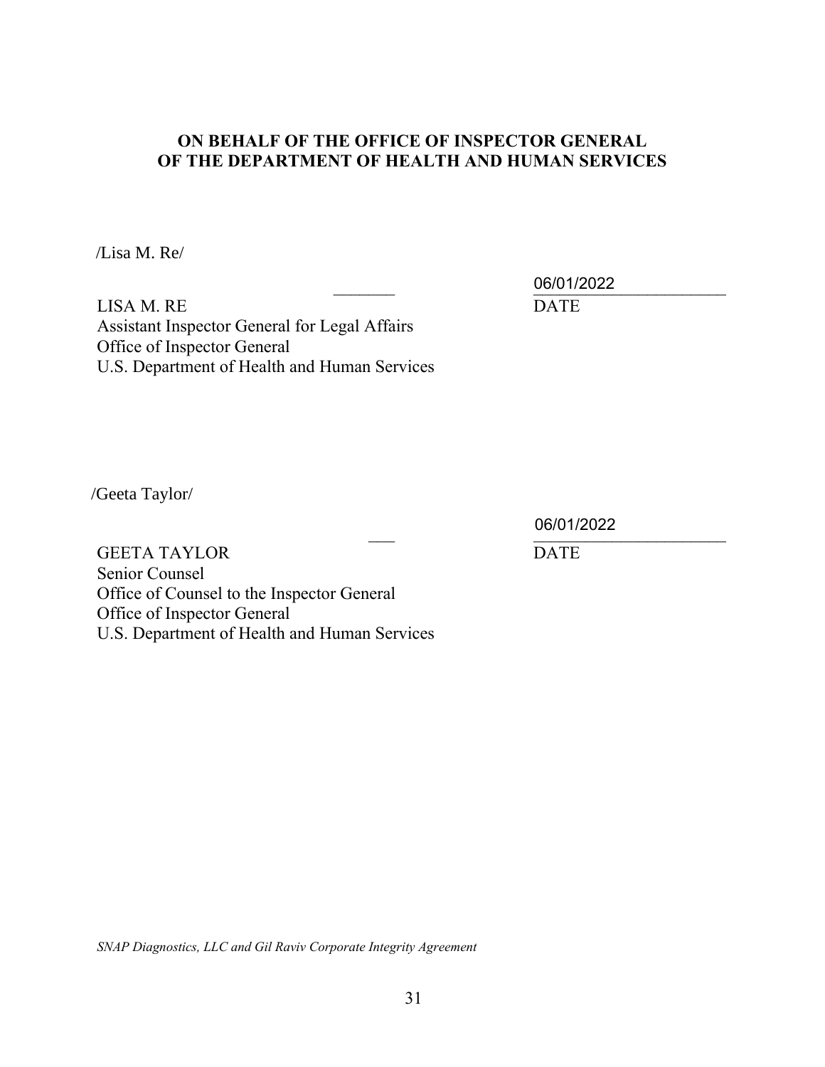**ON BEHALF OF THE OFFICE OF INSPECTOR GENERAL OF THE DEPARTMENT OF HEALTH AND HUMAN SERVICES**

/Lisa M. Re/

LISA M. RE
Assistant Inspector General for Legal Affairs
Office of Inspector General
U.S. Department of Health and Human Services

06/01/2022
DATE

/Geeta Taylor/

GEETA TAYLOR
Senior Counsel
Office of Counsel to the Inspector General
Office of Inspector General
U.S. Department of Health and Human Services

06/01/2022
DATE

*SNAP Diagnostics, LLC and Gil Raviv Corporate Integrity Agreement*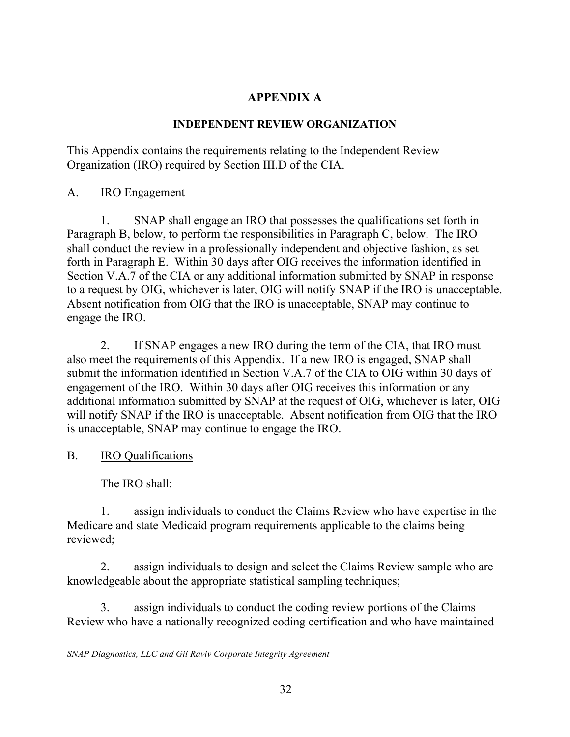# APPENDIX A

## INDEPENDENT REVIEW ORGANIZATION

This Appendix contains the requirements relating to the Independent Review Organization (IRO) required by Section III.D of the CIA.

A. <u>IRO Engagement</u>

1. SNAP shall engage an IRO that possesses the qualifications set forth in Paragraph B, below, to perform the responsibilities in Paragraph C, below. The IRO shall conduct the review in a professionally independent and objective fashion, as set forth in Paragraph E. Within 30 days after OIG receives the information identified in Section V.A.7 of the CIA or any additional information submitted by SNAP in response to a request by OIG, whichever is later, OIG will notify SNAP if the IRO is unacceptable. Absent notification from OIG that the IRO is unacceptable, SNAP may continue to engage the IRO.

2. If SNAP engages a new IRO during the term of the CIA, that IRO must also meet the requirements of this Appendix. If a new IRO is engaged, SNAP shall submit the information identified in Section V.A.7 of the CIA to OIG within 30 days of engagement of the IRO. Within 30 days after OIG receives this information or any additional information submitted by SNAP at the request of OIG, whichever is later, OIG will notify SNAP if the IRO is unacceptable. Absent notification from OIG that the IRO is unacceptable, SNAP may continue to engage the IRO.

B. <u>IRO Qualifications</u>

The IRO shall:

1. assign individuals to conduct the Claims Review who have expertise in the Medicare and state Medicaid program requirements applicable to the claims being reviewed;

2. assign individuals to design and select the Claims Review sample who are knowledgeable about the appropriate statistical sampling techniques;

3. assign individuals to conduct the coding review portions of the Claims Review who have a nationally recognized coding certification and who have maintained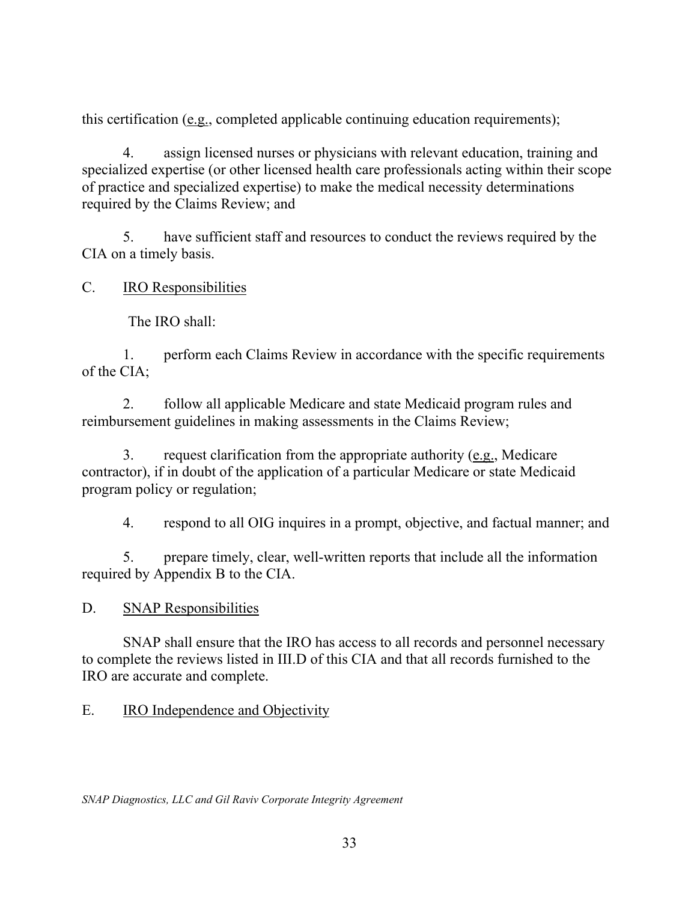this certification (e.g., completed applicable continuing education requirements);

4. assign licensed nurses or physicians with relevant education, training and specialized expertise (or other licensed health care professionals acting within their scope of practice and specialized expertise) to make the medical necessity determinations required by the Claims Review; and

5. have sufficient staff and resources to conduct the reviews required by the CIA on a timely basis.

C. IRO Responsibilities

The IRO shall:

1. perform each Claims Review in accordance with the specific requirements of the CIA;

2. follow all applicable Medicare and state Medicaid program rules and reimbursement guidelines in making assessments in the Claims Review;

3. request clarification from the appropriate authority (e.g., Medicare contractor), if in doubt of the application of a particular Medicare or state Medicaid program policy or regulation;

4. respond to all OIG inquires in a prompt, objective, and factual manner; and

5. prepare timely, clear, well-written reports that include all the information required by Appendix B to the CIA.

D. SNAP Responsibilities

SNAP shall ensure that the IRO has access to all records and personnel necessary to complete the reviews listed in III.D of this CIA and that all records furnished to the IRO are accurate and complete.

E. IRO Independence and Objectivity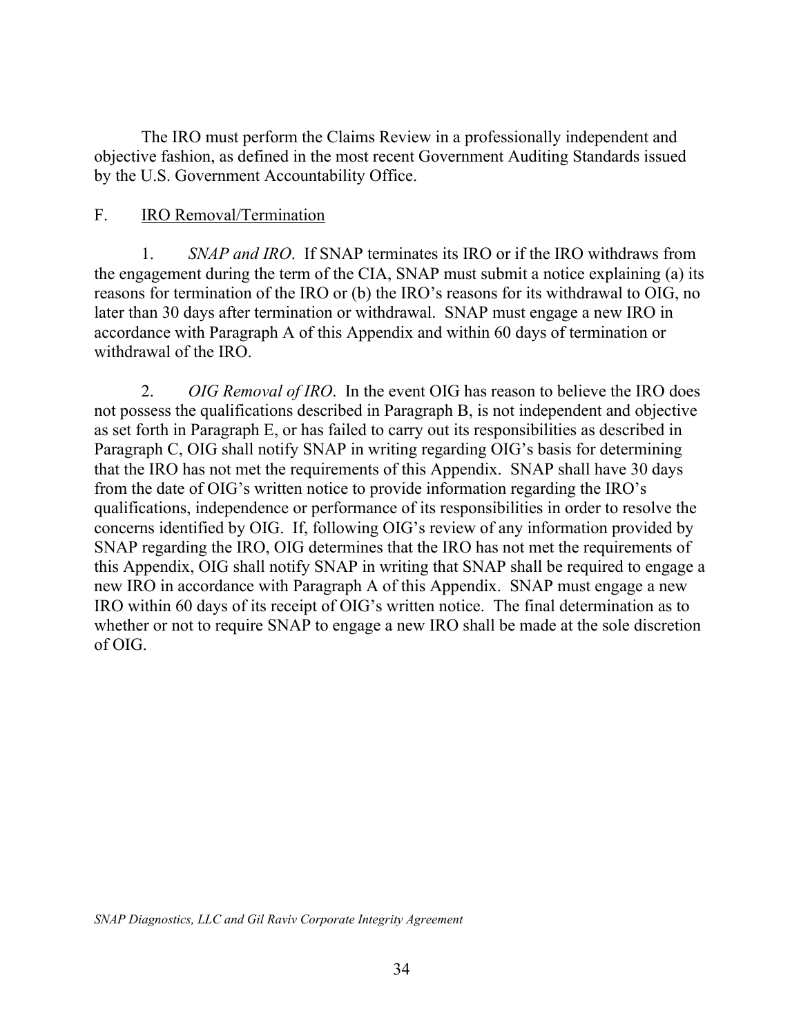The IRO must perform the Claims Review in a professionally independent and objective fashion, as defined in the most recent Government Auditing Standards issued by the U.S. Government Accountability Office.

F. IRO Removal/Termination

1. *SNAP and IRO*. If SNAP terminates its IRO or if the IRO withdraws from the engagement during the term of the CIA, SNAP must submit a notice explaining (a) its reasons for termination of the IRO or (b) the IRO's reasons for its withdrawal to OIG, no later than 30 days after termination or withdrawal. SNAP must engage a new IRO in accordance with Paragraph A of this Appendix and within 60 days of termination or withdrawal of the IRO.

2. *OIG Removal of IRO*. In the event OIG has reason to believe the IRO does not possess the qualifications described in Paragraph B, is not independent and objective as set forth in Paragraph E, or has failed to carry out its responsibilities as described in Paragraph C, OIG shall notify SNAP in writing regarding OIG's basis for determining that the IRO has not met the requirements of this Appendix. SNAP shall have 30 days from the date of OIG's written notice to provide information regarding the IRO's qualifications, independence or performance of its responsibilities in order to resolve the concerns identified by OIG. If, following OIG's review of any information provided by SNAP regarding the IRO, OIG determines that the IRO has not met the requirements of this Appendix, OIG shall notify SNAP in writing that SNAP shall be required to engage a new IRO in accordance with Paragraph A of this Appendix. SNAP must engage a new IRO within 60 days of its receipt of OIG's written notice. The final determination as to whether or not to require SNAP to engage a new IRO shall be made at the sole discretion of OIG.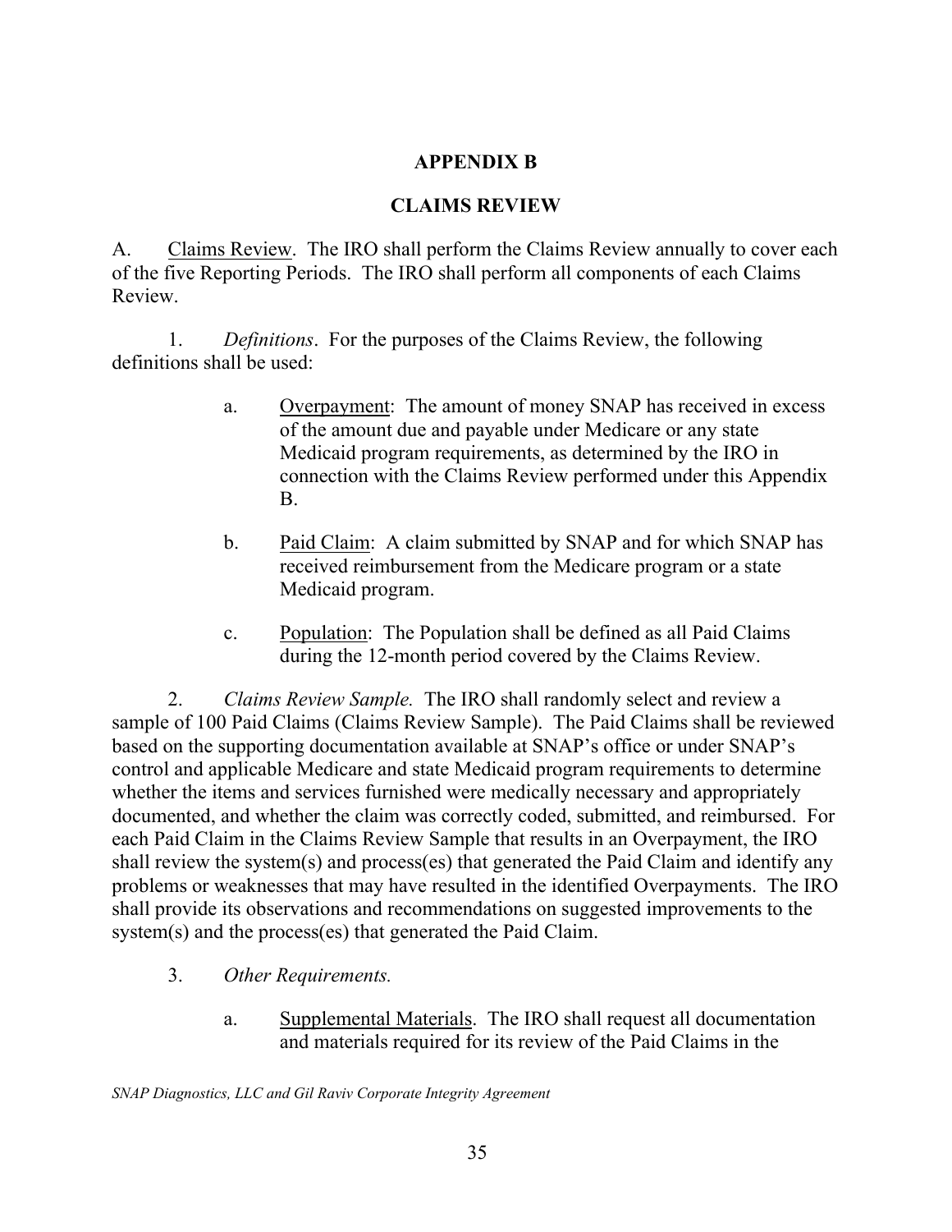# APPENDIX B

## CLAIMS REVIEW

A. Claims Review. The IRO shall perform the Claims Review annually to cover each of the five Reporting Periods. The IRO shall perform all components of each Claims Review.

1. *Definitions*. For the purposes of the Claims Review, the following definitions shall be used:

   a. Overpayment: The amount of money SNAP has received in excess of the amount due and payable under Medicare or any state Medicaid program requirements, as determined by the IRO in connection with the Claims Review performed under this Appendix B.

   b. Paid Claim: A claim submitted by SNAP and for which SNAP has received reimbursement from the Medicare program or a state Medicaid program.

   c. Population: The Population shall be defined as all Paid Claims during the 12-month period covered by the Claims Review.

2. *Claims Review Sample.* The IRO shall randomly select and review a sample of 100 Paid Claims (Claims Review Sample). The Paid Claims shall be reviewed based on the supporting documentation available at SNAP's office or under SNAP's control and applicable Medicare and state Medicaid program requirements to determine whether the items and services furnished were medically necessary and appropriately documented, and whether the claim was correctly coded, submitted, and reimbursed. For each Paid Claim in the Claims Review Sample that results in an Overpayment, the IRO shall review the system(s) and process(es) that generated the Paid Claim and identify any problems or weaknesses that may have resulted in the identified Overpayments. The IRO shall provide its observations and recommendations on suggested improvements to the system(s) and the process(es) that generated the Paid Claim.

3. *Other Requirements.*

   a. Supplemental Materials. The IRO shall request all documentation and materials required for its review of the Paid Claims in the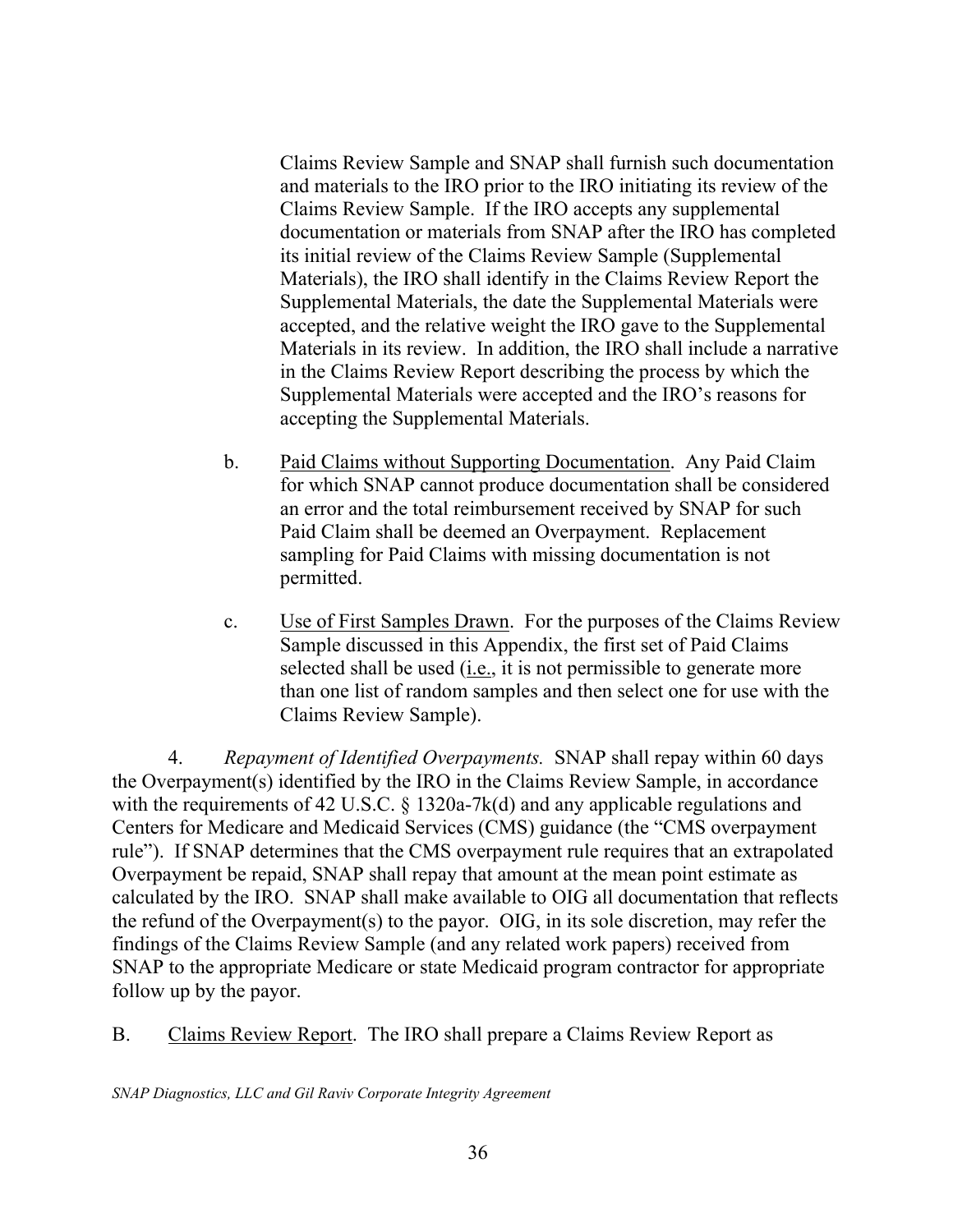Claims Review Sample and SNAP shall furnish such documentation and materials to the IRO prior to the IRO initiating its review of the Claims Review Sample. If the IRO accepts any supplemental documentation or materials from SNAP after the IRO has completed its initial review of the Claims Review Sample (Supplemental Materials), the IRO shall identify in the Claims Review Report the Supplemental Materials, the date the Supplemental Materials were accepted, and the relative weight the IRO gave to the Supplemental Materials in its review. In addition, the IRO shall include a narrative in the Claims Review Report describing the process by which the Supplemental Materials were accepted and the IRO's reasons for accepting the Supplemental Materials.

b. Paid Claims without Supporting Documentation. Any Paid Claim for which SNAP cannot produce documentation shall be considered an error and the total reimbursement received by SNAP for such Paid Claim shall be deemed an Overpayment. Replacement sampling for Paid Claims with missing documentation is not permitted.

c. Use of First Samples Drawn. For the purposes of the Claims Review Sample discussed in this Appendix, the first set of Paid Claims selected shall be used (i.e., it is not permissible to generate more than one list of random samples and then select one for use with the Claims Review Sample).

4. *Repayment of Identified Overpayments.* SNAP shall repay within 60 days the Overpayment(s) identified by the IRO in the Claims Review Sample, in accordance with the requirements of 42 U.S.C. § 1320a-7k(d) and any applicable regulations and Centers for Medicare and Medicaid Services (CMS) guidance (the "CMS overpayment rule"). If SNAP determines that the CMS overpayment rule requires that an extrapolated Overpayment be repaid, SNAP shall repay that amount at the mean point estimate as calculated by the IRO. SNAP shall make available to OIG all documentation that reflects the refund of the Overpayment(s) to the payor. OIG, in its sole discretion, may refer the findings of the Claims Review Sample (and any related work papers) received from SNAP to the appropriate Medicare or state Medicaid program contractor for appropriate follow up by the payor.

B. Claims Review Report. The IRO shall prepare a Claims Review Report as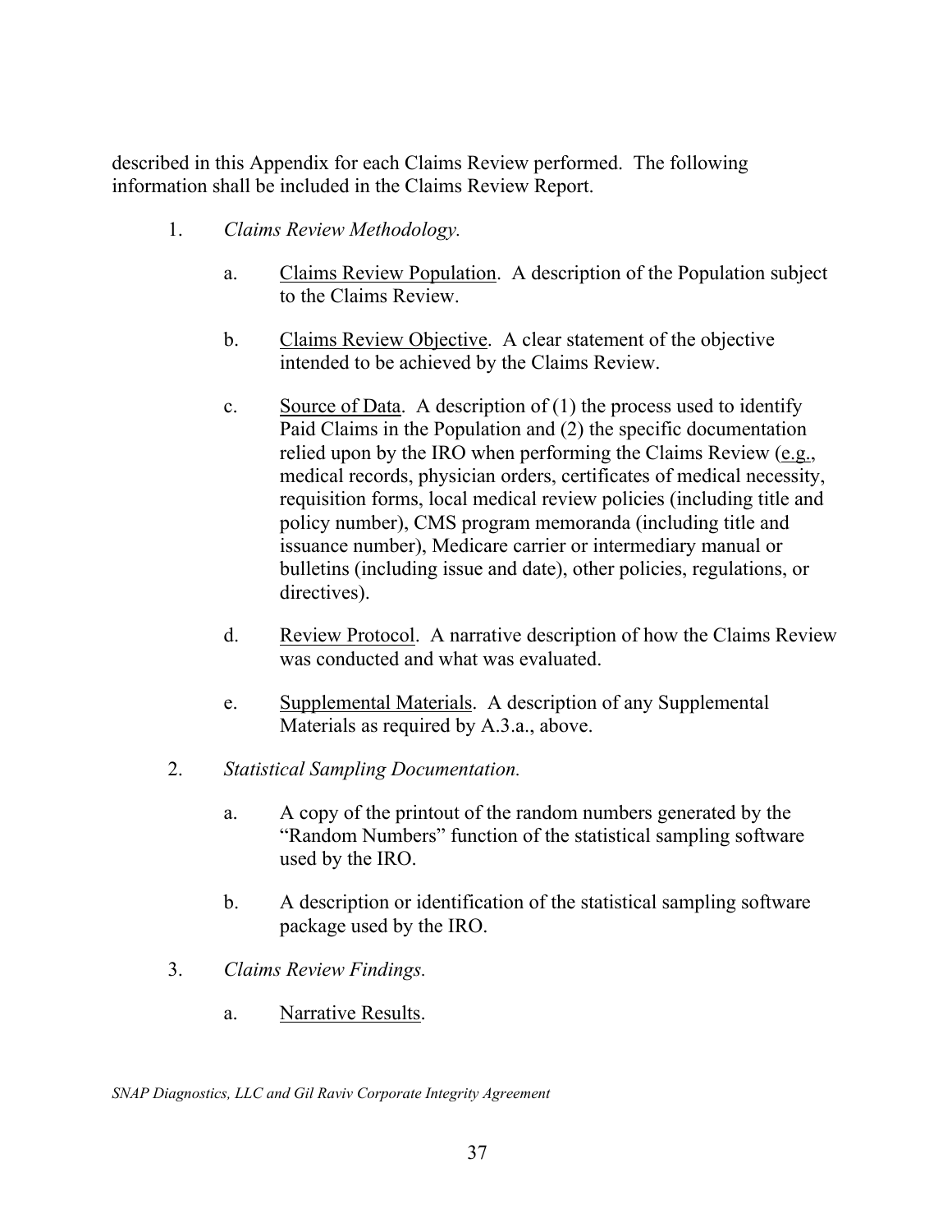described in this Appendix for each Claims Review performed. The following information shall be included in the Claims Review Report.

1. *Claims Review Methodology.*

   a. Claims Review Population. A description of the Population subject to the Claims Review.

   b. Claims Review Objective. A clear statement of the objective intended to be achieved by the Claims Review.

   c. Source of Data. A description of (1) the process used to identify Paid Claims in the Population and (2) the specific documentation relied upon by the IRO when performing the Claims Review (e.g., medical records, physician orders, certificates of medical necessity, requisition forms, local medical review policies (including title and policy number), CMS program memoranda (including title and issuance number), Medicare carrier or intermediary manual or bulletins (including issue and date), other policies, regulations, or directives).

   d. Review Protocol. A narrative description of how the Claims Review was conducted and what was evaluated.

   e. Supplemental Materials. A description of any Supplemental Materials as required by A.3.a., above.

2. *Statistical Sampling Documentation.*

   a. A copy of the printout of the random numbers generated by the "Random Numbers" function of the statistical sampling software used by the IRO.

   b. A description or identification of the statistical sampling software package used by the IRO.

3. *Claims Review Findings.*

   a. Narrative Results.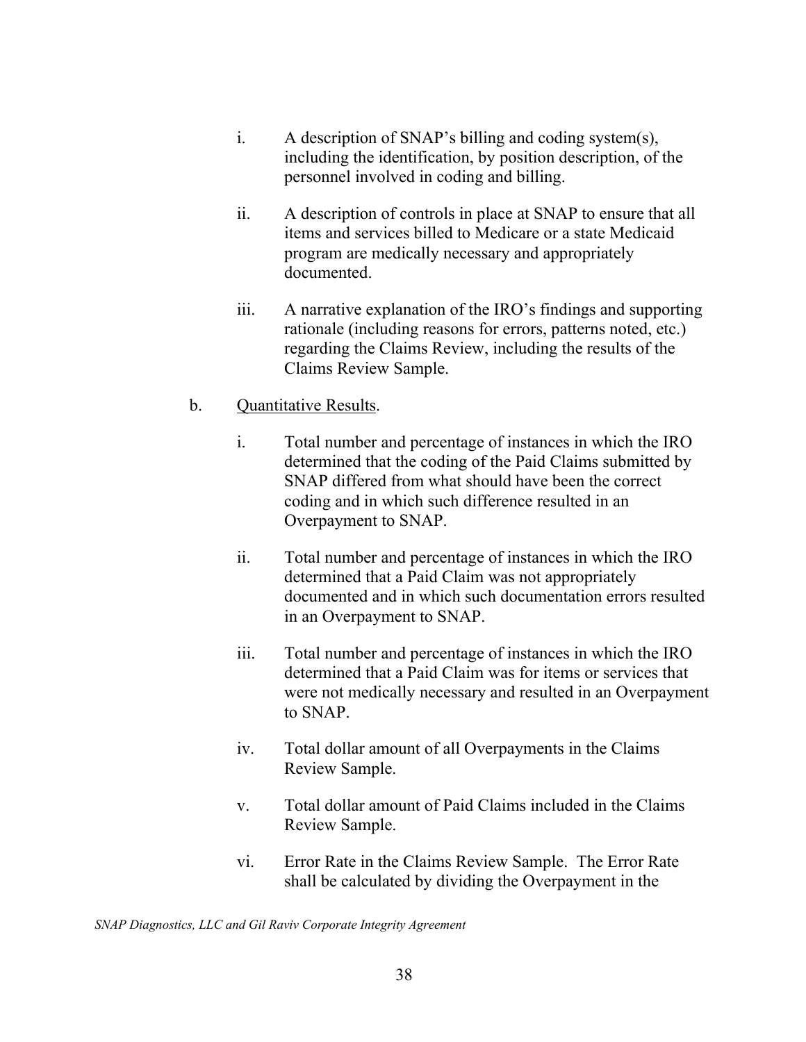i. A description of SNAP's billing and coding system(s), including the identification, by position description, of the personnel involved in coding and billing.

ii. A description of controls in place at SNAP to ensure that all items and services billed to Medicare or a state Medicaid program are medically necessary and appropriately documented.

iii. A narrative explanation of the IRO's findings and supporting rationale (including reasons for errors, patterns noted, etc.) regarding the Claims Review, including the results of the Claims Review Sample.

b. Quantitative Results.

i. Total number and percentage of instances in which the IRO determined that the coding of the Paid Claims submitted by SNAP differed from what should have been the correct coding and in which such difference resulted in an Overpayment to SNAP.

ii. Total number and percentage of instances in which the IRO determined that a Paid Claim was not appropriately documented and in which such documentation errors resulted in an Overpayment to SNAP.

iii. Total number and percentage of instances in which the IRO determined that a Paid Claim was for items or services that were not medically necessary and resulted in an Overpayment to SNAP.

iv. Total dollar amount of all Overpayments in the Claims Review Sample.

v. Total dollar amount of Paid Claims included in the Claims Review Sample.

vi. Error Rate in the Claims Review Sample. The Error Rate shall be calculated by dividing the Overpayment in the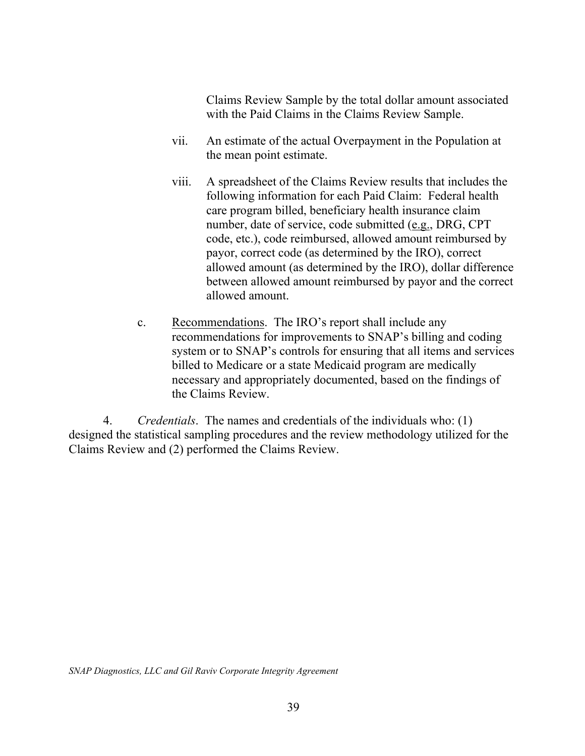Claims Review Sample by the total dollar amount associated with the Paid Claims in the Claims Review Sample.

vii. An estimate of the actual Overpayment in the Population at the mean point estimate.

viii. A spreadsheet of the Claims Review results that includes the following information for each Paid Claim: Federal health care program billed, beneficiary health insurance claim number, date of service, code submitted (e.g., DRG, CPT code, etc.), code reimbursed, allowed amount reimbursed by payor, correct code (as determined by the IRO), correct allowed amount (as determined by the IRO), dollar difference between allowed amount reimbursed by payor and the correct allowed amount.

c. Recommendations. The IRO's report shall include any recommendations for improvements to SNAP's billing and coding system or to SNAP's controls for ensuring that all items and services billed to Medicare or a state Medicaid program are medically necessary and appropriately documented, based on the findings of the Claims Review.

4. *Credentials*. The names and credentials of the individuals who: (1) designed the statistical sampling procedures and the review methodology utilized for the Claims Review and (2) performed the Claims Review.